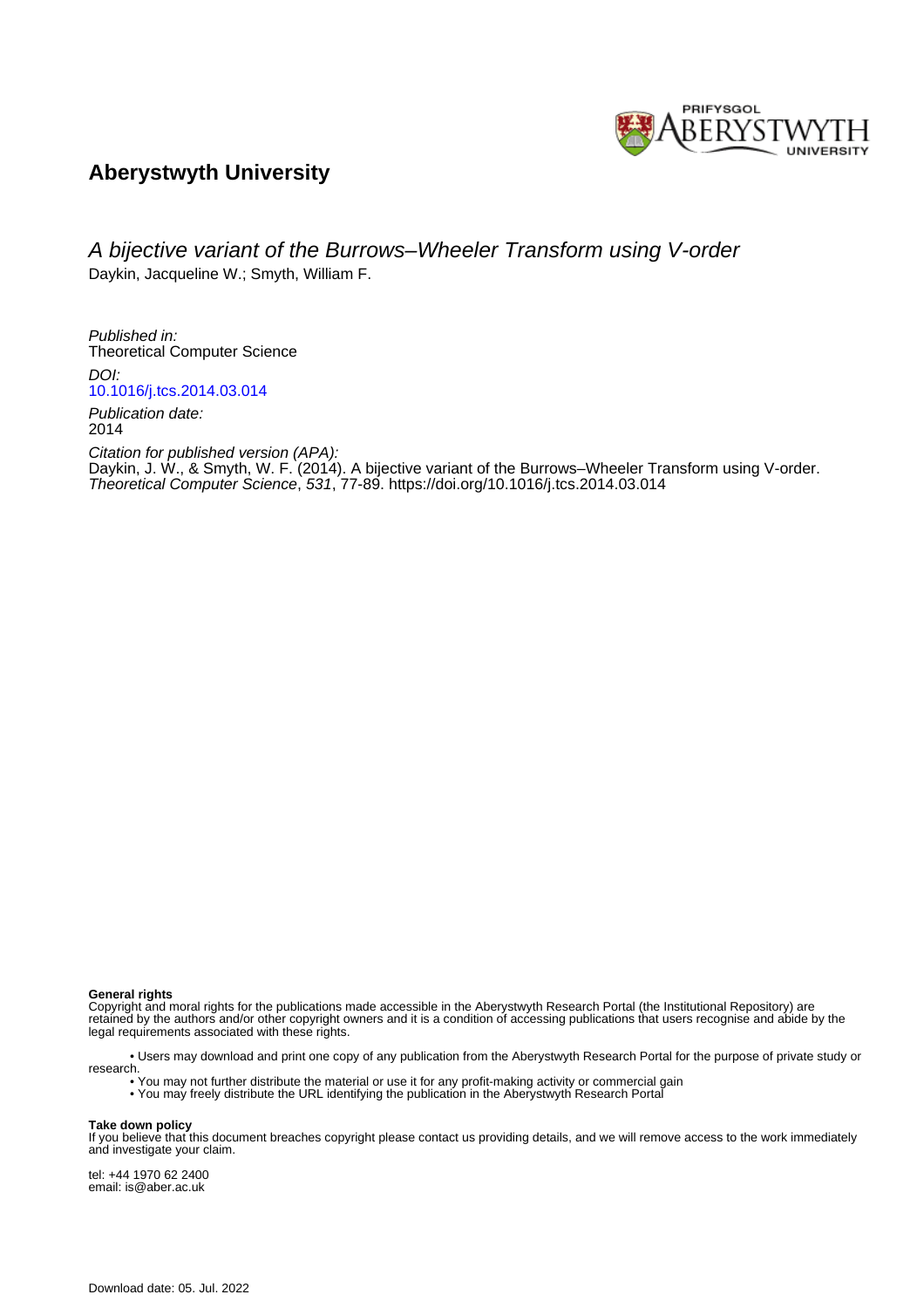PRIFYSGOL ABERYSTWYTH UNIVERSITY

# Aberystwyth University

*A bijective variant of the Burrows–Wheeler Transform using V-order*

Daykin, Jacqueline W.; Smyth, William F.

*Published in:*
Theoretical Computer Science

*DOI:*
10.1016/j.tcs.2014.03.014

*Publication date:*
2014

*Citation for published version (APA):*
Daykin, J. W., & Smyth, W. F. (2014). A bijective variant of the Burrows–Wheeler Transform using V-order. *Theoretical Computer Science*, *531*, 77-89. https://doi.org/10.1016/j.tcs.2014.03.014

**General rights**
Copyright and moral rights for the publications made accessible in the Aberystwyth Research Portal (the Institutional Repository) are retained by the authors and/or other copyright owners and it is a condition of accessing publications that users recognise and abide by the legal requirements associated with these rights.

• Users may download and print one copy of any publication from the Aberystwyth Research Portal for the purpose of private study or research.
• You may not further distribute the material or use it for any profit-making activity or commercial gain
• You may freely distribute the URL identifying the publication in the Aberystwyth Research Portal

**Take down policy**
If you believe that this document breaches copyright please contact us providing details, and we will remove access to the work immediately and investigate your claim.

tel: +44 1970 62 2400
email: is@aber.ac.uk

Download date: 05. Jul. 2022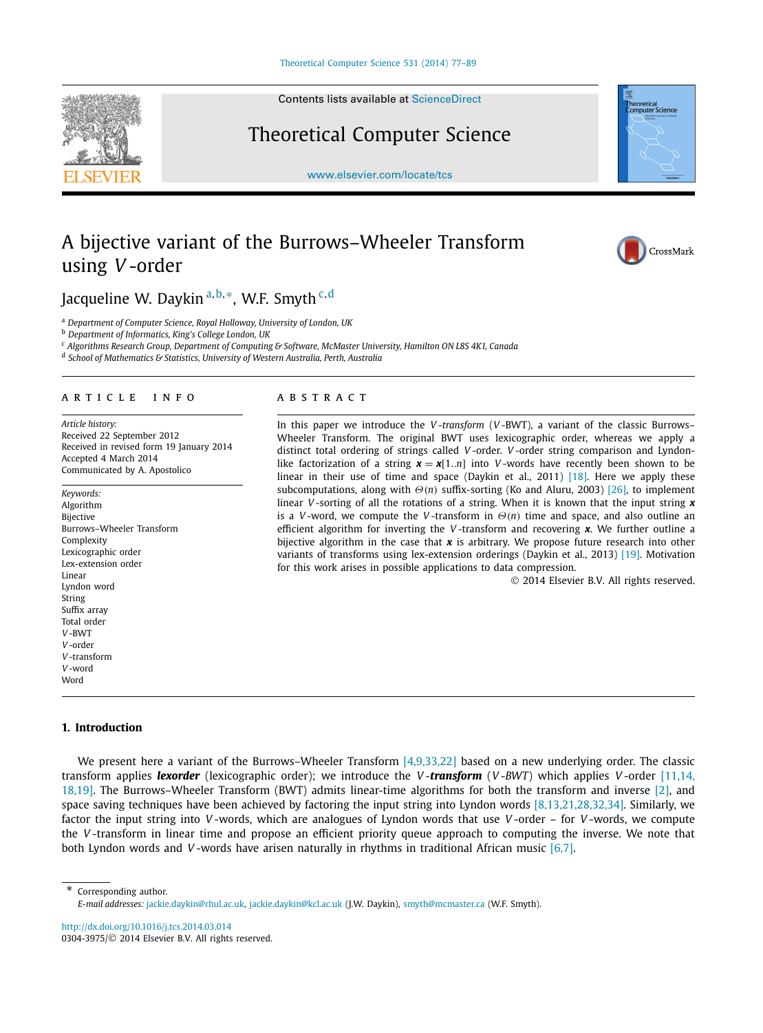# A bijective variant of the Burrows–Wheeler Transform using $V$-order

Jacqueline W. Daykin [a,b,*], W.F. Smyth [c,d]

[a] Department of Computer Science, Royal Holloway, University of London, UK
[b] Department of Informatics, King's College London, UK
[c] Algorithms Research Group, Department of Computing & Software, McMaster University, Hamilton ON L8S 4K1, Canada
[d] School of Mathematics & Statistics, University of Western Australia, Perth, Australia

## ARTICLE INFO

*Article history:*
Received 22 September 2012
Received in revised form 19 January 2014
Accepted 4 March 2014
Communicated by A. Apostolico

*Keywords:*
Algorithm
Bijective
Burrows–Wheeler Transform
Complexity
Lexicographic order
Lex-extension order
Linear
Lyndon word
String
Suffix array
Total order
$V$-BWT
$V$-order
$V$-transform
$V$-word
Word

## ABSTRACT

In this paper we introduce the *$V$-transform* ($V$-BWT), a variant of the classic Burrows–Wheeler Transform. The original BWT uses lexicographic order, whereas we apply a distinct total ordering of strings called $V$-order. $V$-order string comparison and Lyndon-like factorization of a string $\boldsymbol{x} = \boldsymbol{x}[1..n]$ into $V$-words have recently been shown to be linear in their use of time and space (Daykin et al., 2011) [18]. Here we apply these subcomputations, along with $\Theta(n)$ suffix-sorting (Ko and Aluru, 2003) [26], to implement linear $V$-sorting of all the rotations of a string. When it is known that the input string $\boldsymbol{x}$ is a $V$-word, we compute the $V$-transform in $\Theta(n)$ time and space, and also outline an efficient algorithm for inverting the $V$-transform and recovering $\boldsymbol{x}$. We further outline a bijective algorithm in the case that $\boldsymbol{x}$ is arbitrary. We propose future research into other variants of transforms using lex-extension orderings (Daykin et al., 2013) [19]. Motivation for this work arises in possible applications to data compression.

© 2014 Elsevier B.V. All rights reserved.

## 1. Introduction

We present here a variant of the Burrows–Wheeler Transform [4,9,33,22] based on a new underlying order. The classic transform applies ***lexorder*** (lexicographic order); we introduce the *$V$-**transform*** (*$V$-BWT*) which applies $V$-order [11,14,18,19]. The Burrows–Wheeler Transform (BWT) admits linear-time algorithms for both the transform and inverse [2], and space saving techniques have been achieved by factoring the input string into Lyndon words [8,13,21,28,32,34]. Similarly, we factor the input string into $V$-words, which are analogues of Lyndon words that use $V$-order – for $V$-words, we compute the $V$-transform in linear time and propose an efficient priority queue approach to computing the inverse. We note that both Lyndon words and $V$-words have arisen naturally in rhythms in traditional African music [6,7].

---

* Corresponding author.
*E-mail addresses:* jackie.daykin@rhul.ac.uk, jackie.daykin@kcl.ac.uk (J.W. Daykin), smyth@mcmaster.ca (W.F. Smyth).

http://dx.doi.org/10.1016/j.tcs.2014.03.014
0304-3975/© 2014 Elsevier B.V. All rights reserved.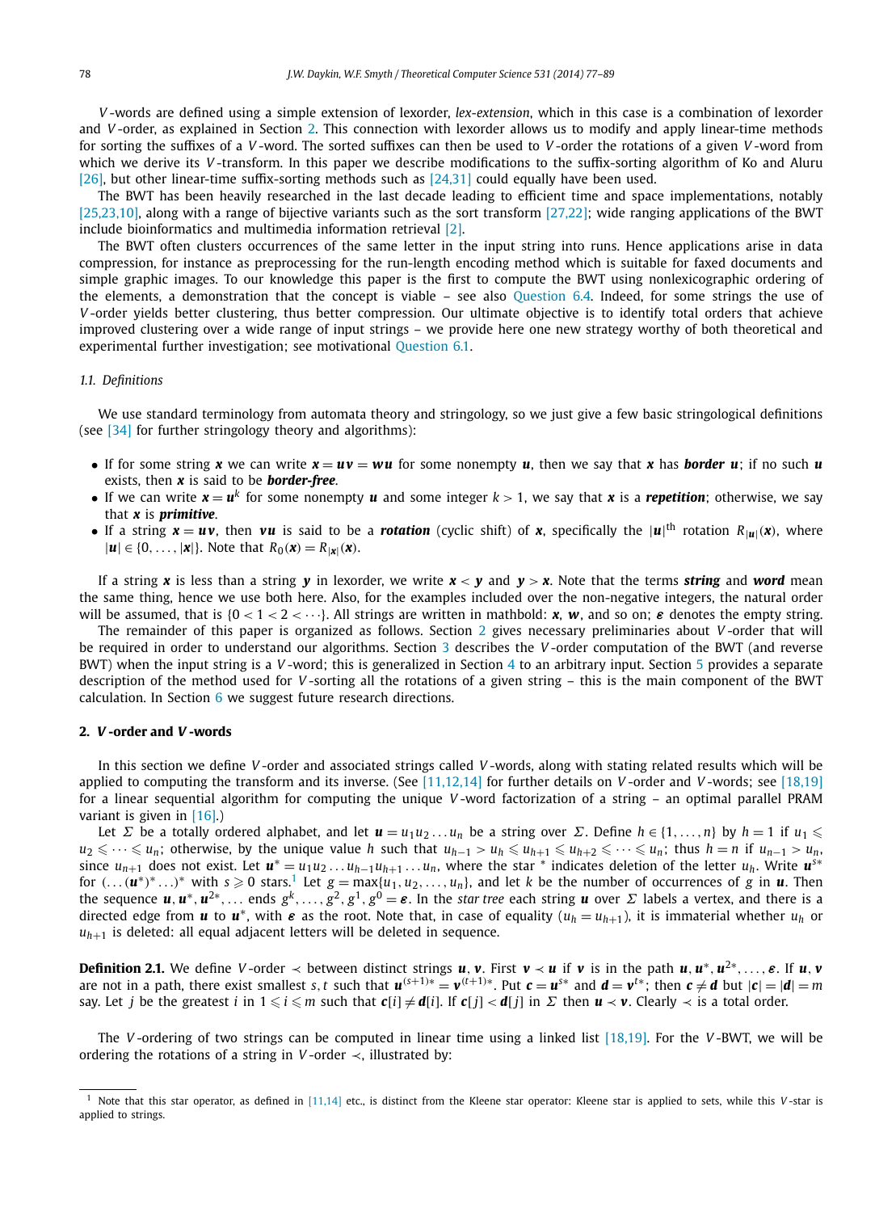*V*-words are defined using a simple extension of lexorder, *lex-extension*, which in this case is a combination of lexorder and *V*-order, as explained in Section 2. This connection with lexorder allows us to modify and apply linear-time methods for sorting the suffixes of a *V*-word. The sorted suffixes can then be used to *V*-order the rotations of a given *V*-word from which we derive its *V*-transform. In this paper we describe modifications to the suffix-sorting algorithm of Ko and Aluru [26], but other linear-time suffix-sorting methods such as [24,31] could equally have been used.

The BWT has been heavily researched in the last decade leading to efficient time and space implementations, notably [25,23,10], along with a range of bijective variants such as the sort transform [27,22]; wide ranging applications of the BWT include bioinformatics and multimedia information retrieval [2].

The BWT often clusters occurrences of the same letter in the input string into runs. Hence applications arise in data compression, for instance as preprocessing for the run-length encoding method which is suitable for faxed documents and simple graphic images. To our knowledge this paper is the first to compute the BWT using nonlexicographic ordering of the elements, a demonstration that the concept is viable – see also Question 6.4. Indeed, for some strings the use of *V*-order yields better clustering, thus better compression. Our ultimate objective is to identify total orders that achieve improved clustering over a wide range of input strings – we provide here one new strategy worthy of both theoretical and experimental further investigation; see motivational Question 6.1.

### 1.1. Definitions

We use standard terminology from automata theory and stringology, so we just give a few basic stringological definitions (see [34] for further stringology theory and algorithms):

- If for some string $\boldsymbol{x}$ we can write $\boldsymbol{x} = \boldsymbol{uv} = \boldsymbol{wu}$ for some nonempty $\boldsymbol{u}$, then we say that $\boldsymbol{x}$ has ***border*** $\boldsymbol{u}$; if no such $\boldsymbol{u}$ exists, then $\boldsymbol{x}$ is said to be ***border-free***.
- If we can write $\boldsymbol{x} = \boldsymbol{u}^k$ for some nonempty $\boldsymbol{u}$ and some integer $k > 1$, we say that $\boldsymbol{x}$ is a ***repetition***; otherwise, we say that $\boldsymbol{x}$ is ***primitive***.
- If a string $\boldsymbol{x} = \boldsymbol{uv}$, then $\boldsymbol{vu}$ is said to be a ***rotation*** (cyclic shift) of $\boldsymbol{x}$, specifically the $|\boldsymbol{u}|^{\text{th}}$ rotation $R_{|\boldsymbol{u}|}(\boldsymbol{x})$, where $|\boldsymbol{u}| \in \{0, \ldots, |\boldsymbol{x}|\}$. Note that $R_0(\boldsymbol{x}) = R_{|\boldsymbol{x}|}(\boldsymbol{x})$.

If a string $\boldsymbol{x}$ is less than a string $\boldsymbol{y}$ in lexorder, we write $\boldsymbol{x} < \boldsymbol{y}$ and $\boldsymbol{y} > \boldsymbol{x}$. Note that the terms ***string*** and ***word*** mean the same thing, hence we use both here. Also, for the examples included over the non-negative integers, the natural order will be assumed, that is $\{0 < 1 < 2 < \cdots\}$. All strings are written in mathbold: $\boldsymbol{x}$, $\boldsymbol{w}$, and so on; $\boldsymbol{\varepsilon}$ denotes the empty string.

The remainder of this paper is organized as follows. Section 2 gives necessary preliminaries about *V*-order that will be required in order to understand our algorithms. Section 3 describes the *V*-order computation of the BWT (and reverse BWT) when the input string is a *V*-word; this is generalized in Section 4 to an arbitrary input. Section 5 provides a separate description of the method used for *V*-sorting all the rotations of a given string – this is the main component of the BWT calculation. In Section 6 we suggest future research directions.

## 2. *V*-order and *V*-words

In this section we define *V*-order and associated strings called *V*-words, along with stating related results which will be applied to computing the transform and its inverse. (See [11,12,14] for further details on *V*-order and *V*-words; see [18,19] for a linear sequential algorithm for computing the unique *V*-word factorization of a string – an optimal parallel PRAM variant is given in [16].)

Let $\Sigma$ be a totally ordered alphabet, and let $\boldsymbol{u} = u_1u_2\ldots u_n$ be a string over $\Sigma$. Define $h \in \{1, \ldots, n\}$ by $h = 1$ if $u_1 \leqslant u_2 \leqslant \cdots \leqslant u_n$; otherwise, by the unique value $h$ such that $u_{h-1} > u_h \leqslant u_{h+1} \leqslant u_{h+2} \leqslant \cdots \leqslant u_n$; thus $h = n$ if $u_{n-1} > u_n$, since $u_{n+1}$ does not exist. Let $\boldsymbol{u}^* = u_1u_2\ldots u_{h-1}u_{h+1}\ldots u_n$, where the star $^*$ indicates deletion of the letter $u_h$. Write $\boldsymbol{u}^{s*}$ for $(\ldots(\boldsymbol{u}^*)^*\ldots)^*$ with $s \geqslant 0$ stars.[1] Let $g = \max\{u_1, u_2, \ldots, u_n\}$, and let $k$ be the number of occurrences of $g$ in $\boldsymbol{u}$. Then the sequence $\boldsymbol{u}, \boldsymbol{u}^*, \boldsymbol{u}^{2*}, \ldots$ ends $g^k, \ldots, g^2, g^1, g^0 = \boldsymbol{\varepsilon}$. In the *star tree* each string $\boldsymbol{u}$ over $\Sigma$ labels a vertex, and there is a directed edge from $\boldsymbol{u}$ to $\boldsymbol{u}^*$, with $\boldsymbol{\varepsilon}$ as the root. Note that, in case of equality ($u_h = u_{h+1}$), it is immaterial whether $u_h$ or $u_{h+1}$ is deleted: all equal adjacent letters will be deleted in sequence.

**Definition 2.1.** We define *V*-order $\prec$ between distinct strings $\boldsymbol{u}, \boldsymbol{v}$. First $\boldsymbol{v} \prec \boldsymbol{u}$ if $\boldsymbol{v}$ is in the path $\boldsymbol{u}, \boldsymbol{u}^*, \boldsymbol{u}^{2*}, \ldots, \boldsymbol{\varepsilon}$. If $\boldsymbol{u}, \boldsymbol{v}$ are not in a path, there exist smallest $s, t$ such that $\boldsymbol{u}^{(s+1)*} = \boldsymbol{v}^{(t+1)*}$. Put $\boldsymbol{c} = \boldsymbol{u}^{s*}$ and $\boldsymbol{d} = \boldsymbol{v}^{t*}$; then $\boldsymbol{c} \neq \boldsymbol{d}$ but $|\boldsymbol{c}| = |\boldsymbol{d}| = m$ say. Let $j$ be the greatest $i$ in $1 \leqslant i \leqslant m$ such that $\boldsymbol{c}[i] \neq \boldsymbol{d}[i]$. If $\boldsymbol{c}[j] < \boldsymbol{d}[j]$ in $\Sigma$ then $\boldsymbol{u} \prec \boldsymbol{v}$. Clearly $\prec$ is a total order.

The *V*-ordering of two strings can be computed in linear time using a linked list [18,19]. For the *V*-BWT, we will be ordering the rotations of a string in *V*-order $\prec$, illustrated by:

[1] Note that this star operator, as defined in [11,14] etc., is distinct from the Kleene star operator: Kleene star is applied to sets, while this *V*-star is applied to strings.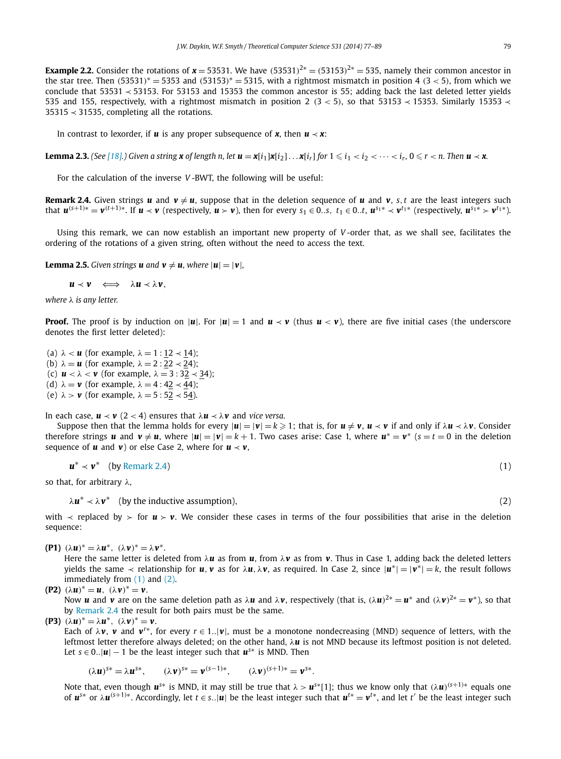**Example 2.2.** Consider the rotations of $\boldsymbol{x} = 53531$. We have $(53531)^{2*} = (53153)^{2*} = 535$, namely their common ancestor in the star tree. Then $(53531)^* = 5353$ and $(53153)^* = 5315$, with a rightmost mismatch in position 4 ($3 < 5$), from which we conclude that $53531 \prec 53153$. For 53153 and 15353 the common ancestor is 55; adding back the last deleted letter yields 535 and 155, respectively, with a rightmost mismatch in position 2 ($3 < 5$), so that $53153 \prec 15353$. Similarly $15353 \prec 35315 \prec 31535$, completing all the rotations.

In contrast to lexorder, if $\boldsymbol{u}$ is any proper subsequence of $\boldsymbol{x}$, then $\boldsymbol{u} \prec \boldsymbol{x}$:

**Lemma 2.3.** *(See [18].) Given a string $\boldsymbol{x}$ of length n, let $\boldsymbol{u} = \boldsymbol{x}[i_1]\boldsymbol{x}[i_2]\ldots\boldsymbol{x}[i_r]$ for $1 \leqslant i_1 < i_2 < \cdots < i_r$, $0 \leqslant r < n$. Then $\boldsymbol{u} \prec \boldsymbol{x}$.*

For the calculation of the inverse $V$-BWT, the following will be useful:

**Remark 2.4.** Given strings $\boldsymbol{u}$ and $\boldsymbol{v} \neq \boldsymbol{u}$, suppose that in the deletion sequence of $\boldsymbol{u}$ and $\boldsymbol{v}$, $s, t$ are the least integers such that $\boldsymbol{u}^{(s+1)*} = \boldsymbol{v}^{(t+1)*}$. If $\boldsymbol{u} \prec \boldsymbol{v}$ (respectively, $\boldsymbol{u} \succ \boldsymbol{v}$), then for every $s_1 \in 0..s$, $t_1 \in 0..t$, $\boldsymbol{u}^{s_1*} \prec \boldsymbol{v}^{t_1*}$ (respectively, $\boldsymbol{u}^{s_1*} \succ \boldsymbol{v}^{t_1*}$).

Using this remark, we can now establish an important new property of $V$-order that, as we shall see, facilitates the ordering of the rotations of a given string, often without the need to access the text.

**Lemma 2.5.** *Given strings $\boldsymbol{u}$ and $\boldsymbol{v} \neq \boldsymbol{u}$, where $|\boldsymbol{u}| = |\boldsymbol{v}|$,*

$$\boldsymbol{u} \prec \boldsymbol{v} \iff \lambda\boldsymbol{u} \prec \lambda\boldsymbol{v},$$

*where $\lambda$ is any letter.*

**Proof.** The proof is by induction on $|\boldsymbol{u}|$. For $|\boldsymbol{u}| = 1$ and $\boldsymbol{u} \prec \boldsymbol{v}$ (thus $\boldsymbol{u} < \boldsymbol{v}$), there are five initial cases (the underscore denotes the first letter deleted):

(a) $\lambda < \boldsymbol{u}$ (for example, $\lambda = 1 : 1\underline{2} \prec 1\underline{4}$);
(b) $\lambda = \boldsymbol{u}$ (for example, $\lambda = 2 : \underline{2}2 \prec 2\underline{4}$);
(c) $\boldsymbol{u} < \lambda < \boldsymbol{v}$ (for example, $\lambda = 3 : \underline{3}2 \prec 3\underline{4}$);
(d) $\lambda = \boldsymbol{v}$ (for example, $\lambda = 4 : 4\underline{2} \prec \underline{4}4$);
(e) $\lambda > \boldsymbol{v}$ (for example, $\lambda = 5 : 5\underline{2} \prec 5\underline{4}$).

In each case, $\boldsymbol{u} \prec \boldsymbol{v}$ ($2 < 4$) ensures that $\lambda\boldsymbol{u} \prec \lambda\boldsymbol{v}$ and *vice versa*.

Suppose then that the lemma holds for every $|\boldsymbol{u}| = |\boldsymbol{v}| = k \geqslant 1$; that is, for $\boldsymbol{u} \neq \boldsymbol{v}$, $\boldsymbol{u} \prec \boldsymbol{v}$ if and only if $\lambda\boldsymbol{u} \prec \lambda\boldsymbol{v}$. Consider therefore strings $\boldsymbol{u}$ and $\boldsymbol{v} \neq \boldsymbol{u}$, where $|\boldsymbol{u}| = |\boldsymbol{v}| = k+1$. Two cases arise: Case 1, where $\boldsymbol{u}^* = \boldsymbol{v}^*$ ($s = t = 0$ in the deletion sequence of $\boldsymbol{u}$ and $\boldsymbol{v}$) or else Case 2, where for $\boldsymbol{u} \prec \boldsymbol{v}$,

$$\boldsymbol{u}^* \prec \boldsymbol{v}^* \quad \text{(by Remark 2.4)} \tag{1}$$

so that, for arbitrary $\lambda$,

$$\lambda\boldsymbol{u}^* \prec \lambda\boldsymbol{v}^* \quad \text{(by the inductive assumption)}, \tag{2}$$

with $\prec$ replaced by $\succ$ for $\boldsymbol{u} \succ \boldsymbol{v}$. We consider these cases in terms of the four possibilities that arise in the deletion sequence:

**(P1)** $(\lambda\boldsymbol{u})^* = \lambda\boldsymbol{u}^*$, $(\lambda\boldsymbol{v})^* = \lambda\boldsymbol{v}^*$.
Here the same letter is deleted from $\lambda\boldsymbol{u}$ as from $\boldsymbol{u}$, from $\lambda\boldsymbol{v}$ as from $\boldsymbol{v}$. Thus in Case 1, adding back the deleted letters yields the same $\prec$ relationship for $\boldsymbol{u}, \boldsymbol{v}$ as for $\lambda\boldsymbol{u}, \lambda\boldsymbol{v}$, as required. In Case 2, since $|\boldsymbol{u}^*| = |\boldsymbol{v}^*| = k$, the result follows immediately from (1) and (2).

**(P2)** $(\lambda\boldsymbol{u})^* = \boldsymbol{u}$, $(\lambda\boldsymbol{v})^* = \boldsymbol{v}$.
Now $\boldsymbol{u}$ and $\boldsymbol{v}$ are on the same deletion path as $\lambda\boldsymbol{u}$ and $\lambda\boldsymbol{v}$, respectively (that is, $(\lambda\boldsymbol{u})^{2*} = \boldsymbol{u}^*$ and $(\lambda\boldsymbol{v})^{2*} = \boldsymbol{v}^*$), so that by Remark 2.4 the result for both pairs must be the same.

**(P3)** $(\lambda\boldsymbol{u})^* = \lambda\boldsymbol{u}^*$, $(\lambda\boldsymbol{v})^* = \boldsymbol{v}$.
Each of $\lambda\boldsymbol{v}$, $\boldsymbol{v}$ and $\boldsymbol{v}^{r*}$, for every $r \in 1..|\boldsymbol{v}|$, must be a monotone nondecreasing (MND) sequence of letters, with the leftmost letter therefore always deleted; on the other hand, $\lambda\boldsymbol{u}$ is not MND because its leftmost position is not deleted. Let $s \in 0..|\boldsymbol{u}|-1$ be the least integer such that $\boldsymbol{u}^{s*}$ is MND. Then

$$(\lambda\boldsymbol{u})^{s*} = \lambda\boldsymbol{u}^{s*}, \qquad (\lambda\boldsymbol{v})^{s*} = \boldsymbol{v}^{(s-1)*}, \qquad (\lambda\boldsymbol{v})^{(s+1)*} = \boldsymbol{v}^{s*}.$$

Note that, even though $\boldsymbol{u}^{s*}$ is MND, it may still be true that $\lambda > \boldsymbol{u}^{s*}[1]$; thus we know only that $(\lambda\boldsymbol{u})^{(s+1)*}$ equals one of $\boldsymbol{u}^{s*}$ or $\lambda\boldsymbol{u}^{(s+1)*}$. Accordingly, let $t \in s..|\boldsymbol{u}|$ be the least integer such that $\boldsymbol{u}^{t*} = \boldsymbol{v}^{t*}$, and let $t'$ be the least integer such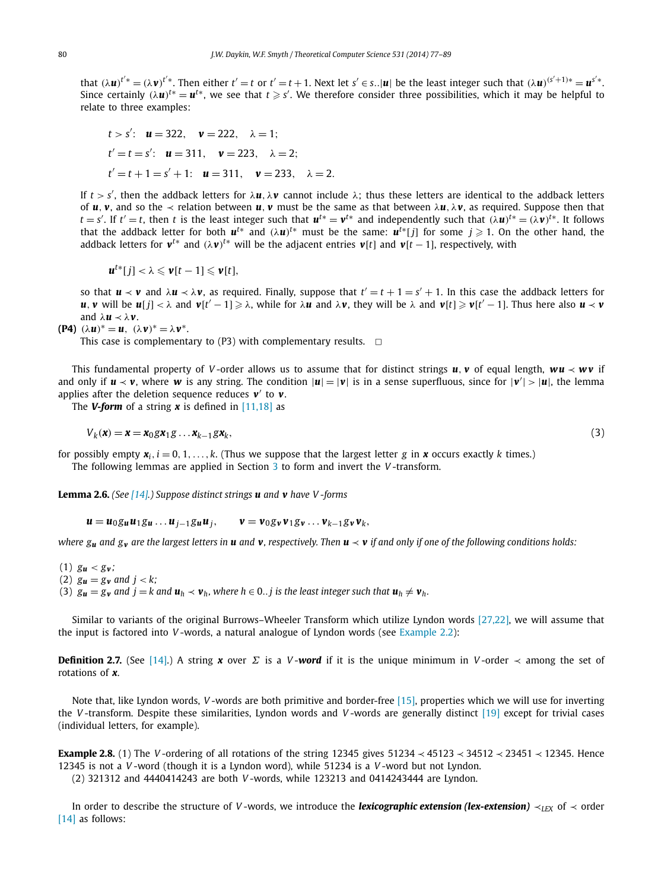that $(\lambda\boldsymbol{u})^{t'*} = (\lambda\boldsymbol{v})^{t'*}$. Then either $t' = t$ or $t' = t+1$. Next let $s' \in s..|\boldsymbol{u}|$ be the least integer such that $(\lambda\boldsymbol{u})^{(s'+1)*} = \boldsymbol{u}^{s'*}$. Since certainly $(\lambda\boldsymbol{u})^{t*} = \boldsymbol{u}^{t*}$, we see that $t \geqslant s'$. We therefore consider three possibilities, which it may be helpful to relate to three examples:

$$t > s': \quad \boldsymbol{u} = 322, \quad \boldsymbol{v} = 222, \quad \lambda = 1;$$

$$t' = t = s': \quad \boldsymbol{u} = 311, \quad \boldsymbol{v} = 223, \quad \lambda = 2;$$

$$t' = t+1 = s'+1: \quad \boldsymbol{u} = 311, \quad \boldsymbol{v} = 233, \quad \lambda = 2.$$

If $t > s'$, then the addback letters for $\lambda\boldsymbol{u}, \lambda\boldsymbol{v}$ cannot include $\lambda$; thus these letters are identical to the addback letters of $\boldsymbol{u}, \boldsymbol{v}$, and so the $\prec$ relation between $\boldsymbol{u}, \boldsymbol{v}$ must be the same as that between $\lambda\boldsymbol{u}, \lambda\boldsymbol{v}$, as required. Suppose then that $t = s'$. If $t' = t$, then $t$ is the least integer such that $\boldsymbol{u}^{t*} = \boldsymbol{v}^{t*}$ and independently such that $(\lambda\boldsymbol{u})^{t*} = (\lambda\boldsymbol{v})^{t*}$. It follows that the addback letter for both $\boldsymbol{u}^{t*}$ and $(\lambda\boldsymbol{u})^{t*}$ must be the same: $\boldsymbol{u}^{t*}[j]$ for some $j \geqslant 1$. On the other hand, the addback letters for $\boldsymbol{v}^{t*}$ and $(\lambda\boldsymbol{v})^{t*}$ will be the adjacent entries $\boldsymbol{v}[t]$ and $\boldsymbol{v}[t-1]$, respectively, with

$$\boldsymbol{u}^{t*}[j] < \lambda \leqslant \boldsymbol{v}[t-1] \leqslant \boldsymbol{v}[t],$$

so that $\boldsymbol{u} \prec \boldsymbol{v}$ and $\lambda\boldsymbol{u} \prec \lambda\boldsymbol{v}$, as required. Finally, suppose that $t' = t+1 = s'+1$. In this case the addback letters for $\boldsymbol{u}, \boldsymbol{v}$ will be $\boldsymbol{u}[j] < \lambda$ and $\boldsymbol{v}[t'-1] \geqslant \lambda$, while for $\lambda\boldsymbol{u}$ and $\lambda\boldsymbol{v}$, they will be $\lambda$ and $\boldsymbol{v}[t] \geqslant \boldsymbol{v}[t'-1]$. Thus here also $\boldsymbol{u} \prec \boldsymbol{v}$ and $\lambda\boldsymbol{u} \prec \lambda\boldsymbol{v}$.

**(P4)** $(\lambda\boldsymbol{u})^* = \boldsymbol{u}$, $(\lambda\boldsymbol{v})^* = \lambda\boldsymbol{v}^*$.
This case is complementary to (P3) with complementary results. □

This fundamental property of $V$-order allows us to assume that for distinct strings $\boldsymbol{u}, \boldsymbol{v}$ of equal length, $\boldsymbol{wu} \prec \boldsymbol{wv}$ if and only if $\boldsymbol{u} \prec \boldsymbol{v}$, where $\boldsymbol{w}$ is any string. The condition $|\boldsymbol{u}| = |\boldsymbol{v}|$ is in a sense superfluous, since for $|\boldsymbol{v}'| > |\boldsymbol{u}|$, the lemma applies after the deletion sequence reduces $\boldsymbol{v}'$ to $\boldsymbol{v}$.

The ***V-form*** of a string $\boldsymbol{x}$ is defined in [11,18] as

$$V_k(\boldsymbol{x}) = \boldsymbol{x} = \boldsymbol{x}_0 g \boldsymbol{x}_1 g \ldots \boldsymbol{x}_{k-1} g \boldsymbol{x}_k, \tag{3}$$

for possibly empty $\boldsymbol{x}_i$, $i = 0, 1, \ldots, k$. (Thus we suppose that the largest letter $g$ in $\boldsymbol{x}$ occurs exactly $k$ times.)

The following lemmas are applied in Section 3 to form and invert the $V$-transform.

**Lemma 2.6.** *(See [14].) Suppose distinct strings $\boldsymbol{u}$ and $\boldsymbol{v}$ have $V$-forms*

$$\boldsymbol{u} = \boldsymbol{u}_0 g_{\boldsymbol{u}} \boldsymbol{u}_1 g_{\boldsymbol{u}} \ldots \boldsymbol{u}_{j-1} g_{\boldsymbol{u}} \boldsymbol{u}_j, \qquad \boldsymbol{v} = \boldsymbol{v}_0 g_{\boldsymbol{v}} \boldsymbol{v}_1 g_{\boldsymbol{v}} \ldots \boldsymbol{v}_{k-1} g_{\boldsymbol{v}} \boldsymbol{v}_k,$$

*where $g_{\boldsymbol{u}}$ and $g_{\boldsymbol{v}}$ are the largest letters in $\boldsymbol{u}$ and $\boldsymbol{v}$, respectively. Then $\boldsymbol{u} \prec \boldsymbol{v}$ if and only if one of the following conditions holds:*

(1) $g_{\boldsymbol{u}} < g_{\boldsymbol{v}}$;
(2) $g_{\boldsymbol{u}} = g_{\boldsymbol{v}}$ *and* $j < k$;
(3) $g_{\boldsymbol{u}} = g_{\boldsymbol{v}}$ *and* $j = k$ *and* $\boldsymbol{u}_h \prec \boldsymbol{v}_h$, *where* $h \in 0..j$ *is the least integer such that* $\boldsymbol{u}_h \neq \boldsymbol{v}_h$.

Similar to variants of the original Burrows–Wheeler Transform which utilize Lyndon words [27,22], we will assume that the input is factored into $V$-words, a natural analogue of Lyndon words (see Example 2.2):

**Definition 2.7.** (See [14].) A string $\boldsymbol{x}$ over $\Sigma$ is a $V$-***word*** if it is the unique minimum in $V$-order $\prec$ among the set of rotations of $\boldsymbol{x}$.

Note that, like Lyndon words, $V$-words are both primitive and border-free [15], properties which we will use for inverting the $V$-transform. Despite these similarities, Lyndon words and $V$-words are generally distinct [19] except for trivial cases (individual letters, for example).

**Example 2.8.** (1) The $V$-ordering of all rotations of the string 12345 gives $51234 \prec 45123 \prec 34512 \prec 23451 \prec 12345$. Hence 12345 is not a $V$-word (though it is a Lyndon word), while 51234 is a $V$-word but not Lyndon.
(2) 321312 and 4440414243 are both $V$-words, while 123213 and 0414243444 are Lyndon.

In order to describe the structure of $V$-words, we introduce the ***lexicographic extension (lex-extension)*** $\prec_{LEX}$ of $\prec$ order [14] as follows: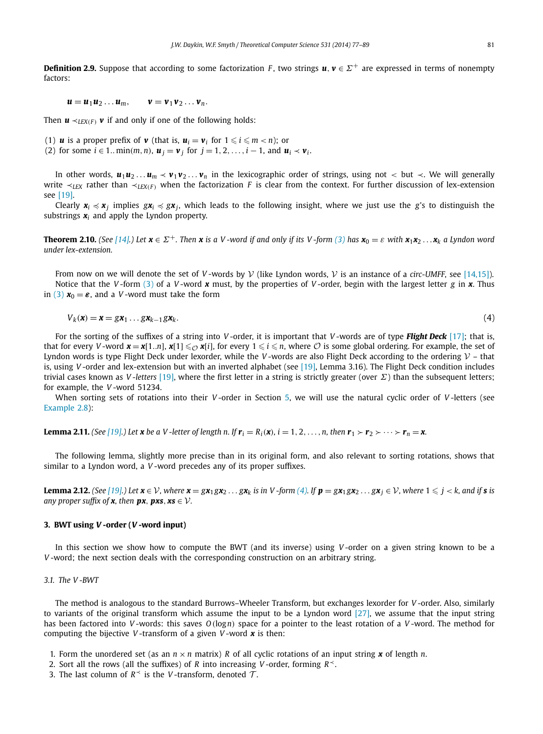**Definition 2.9.** Suppose that according to some factorization $F$, two strings $\boldsymbol{u}, \boldsymbol{v} \in \Sigma^+$ are expressed in terms of nonempty factors:

$$\boldsymbol{u} = \boldsymbol{u}_1 \boldsymbol{u}_2 \dots \boldsymbol{u}_m, \qquad \boldsymbol{v} = \boldsymbol{v}_1 \boldsymbol{v}_2 \dots \boldsymbol{v}_n.$$

Then $\boldsymbol{u} \prec_{LEX(F)} \boldsymbol{v}$ if and only if one of the following holds:

(1) $\boldsymbol{u}$ is a proper prefix of $\boldsymbol{v}$ (that is, $\boldsymbol{u}_i = \boldsymbol{v}_i$ for $1 \leqslant i \leqslant m < n$); or
(2) for some $i \in 1..\min(m,n)$, $\boldsymbol{u}_j = \boldsymbol{v}_j$ for $j = 1, 2, \dots, i-1$, and $\boldsymbol{u}_i \prec \boldsymbol{v}_i$.

In other words, $\boldsymbol{u}_1 \boldsymbol{u}_2 \dots \boldsymbol{u}_m \prec \boldsymbol{v}_1 \boldsymbol{v}_2 \dots \boldsymbol{v}_n$ in the lexicographic order of strings, using not $<$ but $\prec$. We will generally write $\prec_{LEX}$ rather than $\prec_{LEX(F)}$ when the factorization $F$ is clear from the context. For further discussion of lex-extension see [19].

Clearly $\boldsymbol{x}_i \preccurlyeq \boldsymbol{x}_j$ implies $g\boldsymbol{x}_i \preccurlyeq g\boldsymbol{x}_j$, which leads to the following insight, where we just use the $g$'s to distinguish the substrings $\boldsymbol{x}_i$ and apply the Lyndon property.

**Theorem 2.10.** *(See [14].) Let $\boldsymbol{x} \in \Sigma^+$. Then $\boldsymbol{x}$ is a $V$-word if and only if its $V$-form (3) has $\boldsymbol{x}_0 = \varepsilon$ with $\boldsymbol{x}_1 \boldsymbol{x}_2 \dots \boldsymbol{x}_k$ a Lyndon word under lex-extension.*

From now on we will denote the set of $V$-words by $\mathcal{V}$ (like Lyndon words, $\mathcal{V}$ is an instance of a *circ-UMFF*, see [14,15]).

Notice that the $V$-form (3) of a $V$-word $\boldsymbol{x}$ must, by the properties of $V$-order, begin with the largest letter $g$ in $\boldsymbol{x}$. Thus in (3) $\boldsymbol{x}_0 = \boldsymbol{\varepsilon}$, and a $V$-word must take the form

$$V_k(\boldsymbol{x}) = \boldsymbol{x} = g\boldsymbol{x}_1 \dots g\boldsymbol{x}_{k-1} g\boldsymbol{x}_k. \tag{4}$$

For the sorting of the suffixes of a string into $V$-order, it is important that $V$-words are of type ***Flight Deck*** [17]; that is, that for every $V$-word $\boldsymbol{x} = \boldsymbol{x}[1..n]$, $\boldsymbol{x}[1] \leqslant_{\mathcal{O}} \boldsymbol{x}[i]$, for every $1 \leqslant i \leqslant n$, where $\mathcal{O}$ is some global ordering. For example, the set of Lyndon words is type Flight Deck under lexorder, while the $V$-words are also Flight Deck according to the ordering $\mathcal{V}$ – that is, using $V$-order and lex-extension but with an inverted alphabet (see [19], Lemma 3.16). The Flight Deck condition includes trivial cases known as $V$-*letters* [19], where the first letter in a string is strictly greater (over $\Sigma$) than the subsequent letters; for example, the $V$-word 51234.

When sorting sets of rotations into their $V$-order in Section 5, we will use the natural cyclic order of $V$-letters (see Example 2.8):

**Lemma 2.11.** *(See [19].) Let $\boldsymbol{x}$ be a $V$-letter of length $n$. If $\boldsymbol{r}_i = R_i(\boldsymbol{x})$, $i = 1, 2, \dots, n$, then $\boldsymbol{r}_1 \succ \boldsymbol{r}_2 \succ \dots \succ \boldsymbol{r}_n = \boldsymbol{x}$.*

The following lemma, slightly more precise than in its original form, and also relevant to sorting rotations, shows that similar to a Lyndon word, a $V$-word precedes any of its proper suffixes.

**Lemma 2.12.** *(See [19].) Let $\boldsymbol{x} \in \mathcal{V}$, where $\boldsymbol{x} = g\boldsymbol{x}_1 g\boldsymbol{x}_2 \dots g\boldsymbol{x}_k$ is in $V$-form (4). If $\boldsymbol{p} = g\boldsymbol{x}_1 g\boldsymbol{x}_2 \dots g\boldsymbol{x}_j \in \mathcal{V}$, where $1 \leqslant j < k$, and if $\boldsymbol{s}$ is any proper suffix of $\boldsymbol{x}$, then $\boldsymbol{px}, \boldsymbol{pxs}, \boldsymbol{xs} \in \mathcal{V}$.*

## 3. BWT using $V$-order ($V$-word input)

In this section we show how to compute the BWT (and its inverse) using $V$-order on a given string known to be a $V$-word; the next section deals with the corresponding construction on an arbitrary string.

### 3.1. The $V$-BWT

The method is analogous to the standard Burrows–Wheeler Transform, but exchanges lexorder for $V$-order. Also, similarly to variants of the original transform which assume the input to be a Lyndon word [27], we assume that the input string has been factored into $V$-words: this saves $O(\log n)$ space for a pointer to the least rotation of a $V$-word. The method for computing the bijective $V$-transform of a given $V$-word $\boldsymbol{x}$ is then:

1. Form the unordered set (as an $n \times n$ matrix) $R$ of all cyclic rotations of an input string $\boldsymbol{x}$ of length $n$.
2. Sort all the rows (all the suffixes) of $R$ into increasing $V$-order, forming $R^{\prec}$.
3. The last column of $R^{\prec}$ is the $V$-transform, denoted $\mathcal{T}$.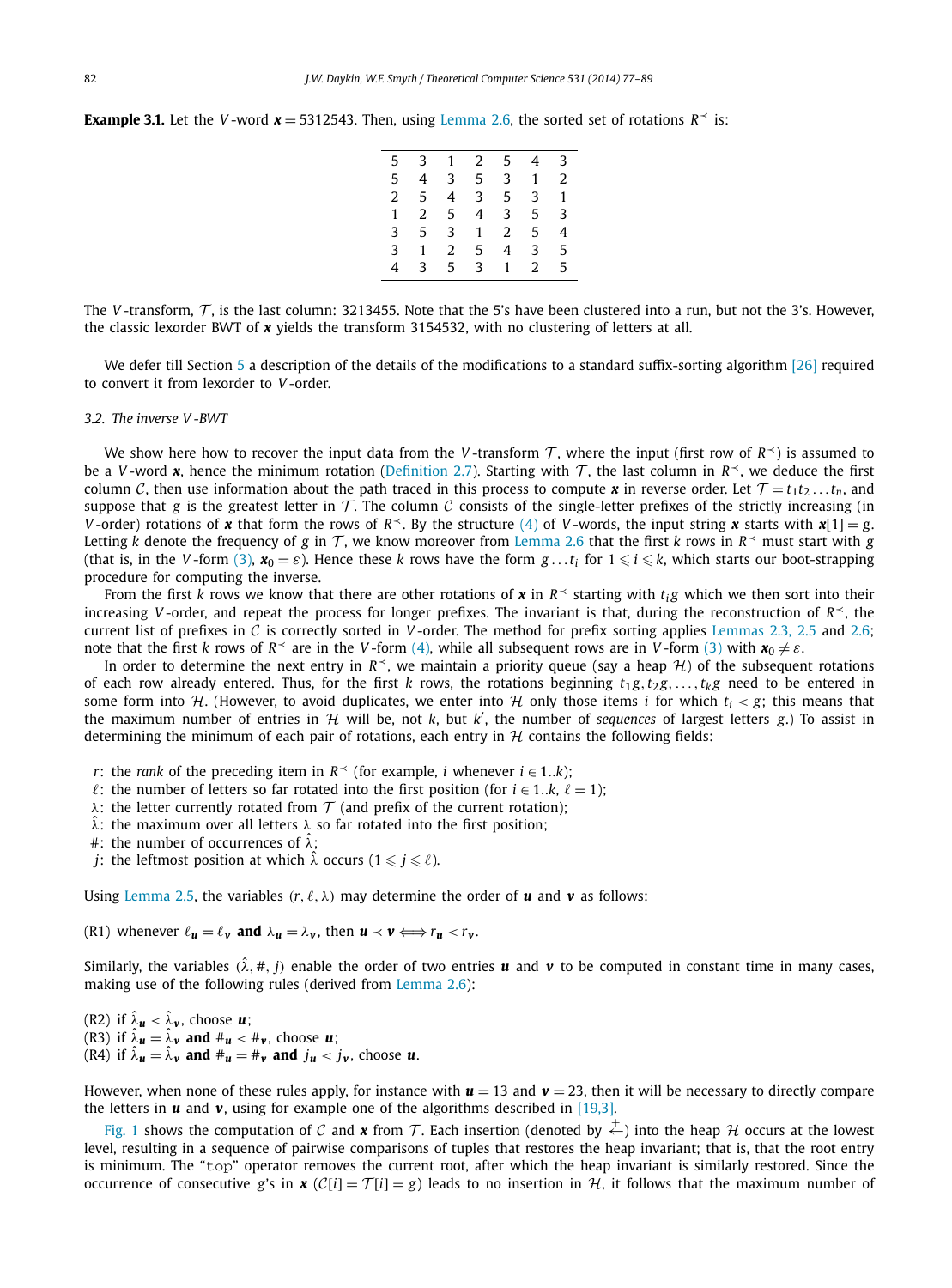**Example 3.1.** Let the $V$-word $\boldsymbol{x} = 5312543$. Then, using Lemma 2.6, the sorted set of rotations $R^{\prec}$ is:

| | | | | | | |
|---|---|---|---|---|---|---|
| 5 | 3 | 1 | 2 | 5 | 4 | 3 |
| 5 | 4 | 3 | 5 | 3 | 1 | 2 |
| 2 | 5 | 4 | 3 | 5 | 3 | 1 |
| 1 | 2 | 5 | 4 | 3 | 5 | 3 |
| 3 | 5 | 3 | 1 | 2 | 5 | 4 |
| 3 | 1 | 2 | 5 | 4 | 3 | 5 |
| 4 | 3 | 5 | 3 | 1 | 2 | 5 |

The $V$-transform, $\mathcal{T}$, is the last column: 3213455. Note that the 5's have been clustered into a run, but not the 3's. However, the classic lexorder BWT of $\boldsymbol{x}$ yields the transform 3154532, with no clustering of letters at all.

We defer till Section 5 a description of the details of the modifications to a standard suffix-sorting algorithm [26] required to convert it from lexorder to $V$-order.

### 3.2. The inverse V-BWT

We show here how to recover the input data from the $V$-transform $\mathcal{T}$, where the input (first row of $R^{\prec}$) is assumed to be a $V$-word $\boldsymbol{x}$, hence the minimum rotation (Definition 2.7). Starting with $\mathcal{T}$, the last column in $R^{\prec}$, we deduce the first column $\mathcal{C}$, then use information about the path traced in this process to compute $\boldsymbol{x}$ in reverse order. Let $\mathcal{T} = t_1t_2\ldots t_n$, and suppose that $g$ is the greatest letter in $\mathcal{T}$. The column $\mathcal{C}$ consists of the single-letter prefixes of the strictly increasing (in $V$-order) rotations of $\boldsymbol{x}$ that form the rows of $R^{\prec}$. By the structure (4) of $V$-words, the input string $\boldsymbol{x}$ starts with $\boldsymbol{x}[1] = g$. Letting $k$ denote the frequency of $g$ in $\mathcal{T}$, we know moreover from Lemma 2.6 that the first $k$ rows in $R^{\prec}$ must start with $g$ (that is, in the $V$-form (3), $\boldsymbol{x}_0 = \varepsilon$). Hence these $k$ rows have the form $g\ldots t_i$ for $1 \leqslant i \leqslant k$, which starts our boot-strapping procedure for computing the inverse.

From the first $k$ rows we know that there are other rotations of $\boldsymbol{x}$ in $R^{\prec}$ starting with $t_ig$ which we then sort into their increasing $V$-order, and repeat the process for longer prefixes. The invariant is that, during the reconstruction of $R^{\prec}$, the current list of prefixes in $\mathcal{C}$ is correctly sorted in $V$-order. The method for prefix sorting applies Lemmas 2.3, 2.5 and 2.6; note that the first $k$ rows of $R^{\prec}$ are in the $V$-form (4), while all subsequent rows are in $V$-form (3) with $\boldsymbol{x}_0 \neq \varepsilon$.

In order to determine the next entry in $R^{\prec}$, we maintain a priority queue (say a heap $\mathcal{H}$) of the subsequent rotations of each row already entered. Thus, for the first $k$ rows, the rotations beginning $t_1g, t_2g, \ldots, t_kg$ need to be entered in some form into $\mathcal{H}$. (However, to avoid duplicates, we enter into $\mathcal{H}$ only those items $i$ for which $t_i < g$; this means that the maximum number of entries in $\mathcal{H}$ will be, not $k$, but $k'$, the number of *sequences* of largest letters $g$.) To assist in determining the minimum of each pair of rotations, each entry in $\mathcal{H}$ contains the following fields:

- $r$: the *rank* of the preceding item in $R^{\prec}$ (for example, $i$ whenever $i \in 1..k$);
- $\ell$: the number of letters so far rotated into the first position (for $i \in 1..k$, $\ell = 1$);
- $\lambda$: the letter currently rotated from $\mathcal{T}$ (and prefix of the current rotation);
- $\hat{\lambda}$: the maximum over all letters $\lambda$ so far rotated into the first position;
- $\#$: the number of occurrences of $\hat{\lambda}$;
- $j$: the leftmost position at which $\hat{\lambda}$ occurs ($1 \leqslant j \leqslant \ell$).

Using Lemma 2.5, the variables $(r, \ell, \lambda)$ may determine the order of $\boldsymbol{u}$ and $\boldsymbol{v}$ as follows:

(R1) whenever $\ell_{\boldsymbol{u}} = \ell_{\boldsymbol{v}}$ **and** $\lambda_{\boldsymbol{u}} = \lambda_{\boldsymbol{v}}$, then $\boldsymbol{u} \prec \boldsymbol{v} \Longleftrightarrow r_{\boldsymbol{u}} < r_{\boldsymbol{v}}$.

Similarly, the variables $(\hat{\lambda}, \#, j)$ enable the order of two entries $\boldsymbol{u}$ and $\boldsymbol{v}$ to be computed in constant time in many cases, making use of the following rules (derived from Lemma 2.6):

(R2) if $\hat{\lambda}_{\boldsymbol{u}} < \hat{\lambda}_{\boldsymbol{v}}$, choose $\boldsymbol{u}$;
(R3) if $\hat{\lambda}_{\boldsymbol{u}} = \hat{\lambda}_{\boldsymbol{v}}$ **and** $\#_{\boldsymbol{u}} < \#_{\boldsymbol{v}}$, choose $\boldsymbol{u}$;
(R4) if $\hat{\lambda}_{\boldsymbol{u}} = \hat{\lambda}_{\boldsymbol{v}}$ **and** $\#_{\boldsymbol{u}} = \#_{\boldsymbol{v}}$ **and** $j_{\boldsymbol{u}} < j_{\boldsymbol{v}}$, choose $\boldsymbol{u}$.

However, when none of these rules apply, for instance with $\boldsymbol{u} = 13$ and $\boldsymbol{v} = 23$, then it will be necessary to directly compare the letters in $\boldsymbol{u}$ and $\boldsymbol{v}$, using for example one of the algorithms described in [19,3].

Fig. 1 shows the computation of $\mathcal{C}$ and $\boldsymbol{x}$ from $\mathcal{T}$. Each insertion (denoted by $\overset{+}{\leftarrow}$) into the heap $\mathcal{H}$ occurs at the lowest level, resulting in a sequence of pairwise comparisons of tuples that restores the heap invariant; that is, that the root entry is minimum. The "`top`" operator removes the current root, after which the heap invariant is similarly restored. Since the occurrence of consecutive $g$'s in $\boldsymbol{x}$ ($\mathcal{C}[i] = \mathcal{T}[i] = g$) leads to no insertion in $\mathcal{H}$, it follows that the maximum number of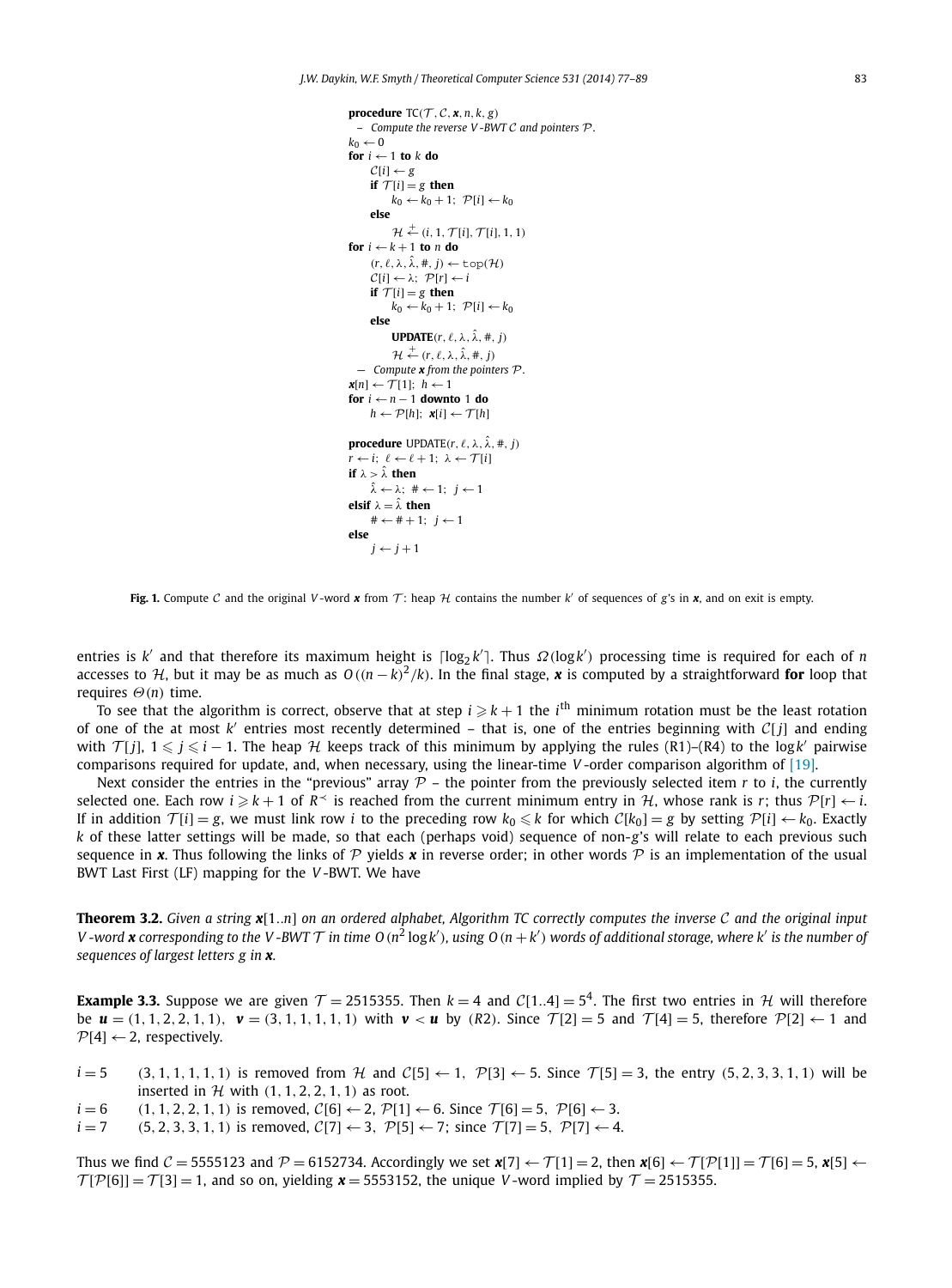```
procedure TC(T, C, x, n, k, g)
  – Compute the reverse V-BWT C and pointers P.
k0 ← 0
for i ← 1 to k do
    C[i] ← g
    if T[i] = g then
        k0 ← k0 + 1;  P[i] ← k0
    else
        H ←+ (i, 1, T[i], T[i], 1, 1)
for i ← k + 1 to n do
    (r, ℓ, λ, λ̂, #, j) ← top(H)
    C[i] ← λ;  P[r] ← i
    if T[i] = g then
        k0 ← k0 + 1;  P[i] ← k0
    else
        UPDATE(r, ℓ, λ, λ̂, #, j)
        H ←+ (r, ℓ, λ, λ̂, #, j)
  – Compute x from the pointers P.
x[n] ← T[1];  h ← 1
for i ← n − 1 downto 1 do
    h ← P[h];  x[i] ← T[h]

procedure UPDATE(r, ℓ, λ, λ̂, #, j)
r ← i;  ℓ ← ℓ + 1;  λ ← T[i]
if λ > λ̂ then
    λ̂ ← λ;  # ← 1;  j ← 1
elsif λ = λ̂ then
    # ← # + 1;  j ← 1
else
    j ← j + 1
```

**Fig. 1.** Compute $\mathcal{C}$ and the original $V$-word $\boldsymbol{x}$ from $\mathcal{T}$: heap $\mathcal{H}$ contains the number $k'$ of sequences of $g$'s in $\boldsymbol{x}$, and on exit is empty.

entries is $k'$ and that therefore its maximum height is $\lceil \log_2 k' \rceil$. Thus $\Omega(\log k')$ processing time is required for each of $n$ accesses to $\mathcal{H}$, but it may be as much as $O((n-k)^2/k)$. In the final stage, $\boldsymbol{x}$ is computed by a straightforward **for** loop that requires $\Theta(n)$ time.

To see that the algorithm is correct, observe that at step $i \geqslant k+1$ the $i^{\text{th}}$ minimum rotation must be the least rotation of one of the at most $k'$ entries most recently determined – that is, one of the entries beginning with $\mathcal{C}[j]$ and ending with $\mathcal{T}[j]$, $1 \leqslant j \leqslant i-1$. The heap $\mathcal{H}$ keeps track of this minimum by applying the rules (R1)–(R4) to the $\log k'$ pairwise comparisons required for update, and, when necessary, using the linear-time $V$-order comparison algorithm of [19].

Next consider the entries in the "previous" array $\mathcal{P}$ – the pointer from the previously selected item $r$ to $i$, the currently selected one. Each row $i \geqslant k+1$ of $R^{\prec}$ is reached from the current minimum entry in $\mathcal{H}$, whose rank is $r$; thus $\mathcal{P}[r] \leftarrow i$. If in addition $\mathcal{T}[i] = g$, we must link row $i$ to the preceding row $k_0 \leqslant k$ for which $\mathcal{C}[k_0] = g$ by setting $\mathcal{P}[i] \leftarrow k_0$. Exactly $k$ of these latter settings will be made, so that each (perhaps void) sequence of non-$g$'s will relate to each previous such sequence in $\boldsymbol{x}$. Thus following the links of $\mathcal{P}$ yields $\boldsymbol{x}$ in reverse order; in other words $\mathcal{P}$ is an implementation of the usual BWT Last First (LF) mapping for the $V$-BWT. We have

**Theorem 3.2.** *Given a string $\boldsymbol{x}[1..n]$ on an ordered alphabet, Algorithm TC correctly computes the inverse $\mathcal{C}$ and the original input $V$-word $\boldsymbol{x}$ corresponding to the $V$-BWT $\mathcal{T}$ in time $O(n^2 \log k')$, using $O(n+k')$ words of additional storage, where $k'$ is the number of sequences of largest letters $g$ in $\boldsymbol{x}$.*

**Example 3.3.** Suppose we are given $\mathcal{T} = 2515355$. Then $k = 4$ and $\mathcal{C}[1..4] = 5^4$. The first two entries in $\mathcal{H}$ will therefore be $\boldsymbol{u} = (1,1,2,2,1,1)$, $\boldsymbol{v} = (3,1,1,1,1,1)$ with $\boldsymbol{v} < \boldsymbol{u}$ by (*R*2). Since $\mathcal{T}[2] = 5$ and $\mathcal{T}[4] = 5$, therefore $\mathcal{P}[2] \leftarrow 1$ and $\mathcal{P}[4] \leftarrow 2$, respectively.

$i = 5$ $\quad (3,1,1,1,1,1)$ is removed from $\mathcal{H}$ and $\mathcal{C}[5] \leftarrow 1$, $\mathcal{P}[3] \leftarrow 5$. Since $\mathcal{T}[5] = 3$, the entry $(5,2,3,3,1,1)$ will be inserted in $\mathcal{H}$ with $(1,1,2,2,1,1)$ as root.

$i = 6$ $\quad (1,1,2,2,1,1)$ is removed, $\mathcal{C}[6] \leftarrow 2$, $\mathcal{P}[1] \leftarrow 6$. Since $\mathcal{T}[6] = 5$, $\mathcal{P}[6] \leftarrow 3$.

$i = 7$ $\quad (5,2,3,3,1,1)$ is removed, $\mathcal{C}[7] \leftarrow 3$, $\mathcal{P}[5] \leftarrow 7$; since $\mathcal{T}[7] = 5$, $\mathcal{P}[7] \leftarrow 4$.

Thus we find $\mathcal{C} = 5555123$ and $\mathcal{P} = 6152734$. Accordingly we set $\boldsymbol{x}[7] \leftarrow \mathcal{T}[1] = 2$, then $\boldsymbol{x}[6] \leftarrow \mathcal{T}[\mathcal{P}[1]] = \mathcal{T}[6] = 5$, $\boldsymbol{x}[5] \leftarrow \mathcal{T}[\mathcal{P}[6]] = \mathcal{T}[3] = 1$, and so on, yielding $\boldsymbol{x} = 5553152$, the unique $V$-word implied by $\mathcal{T} = 2515355$.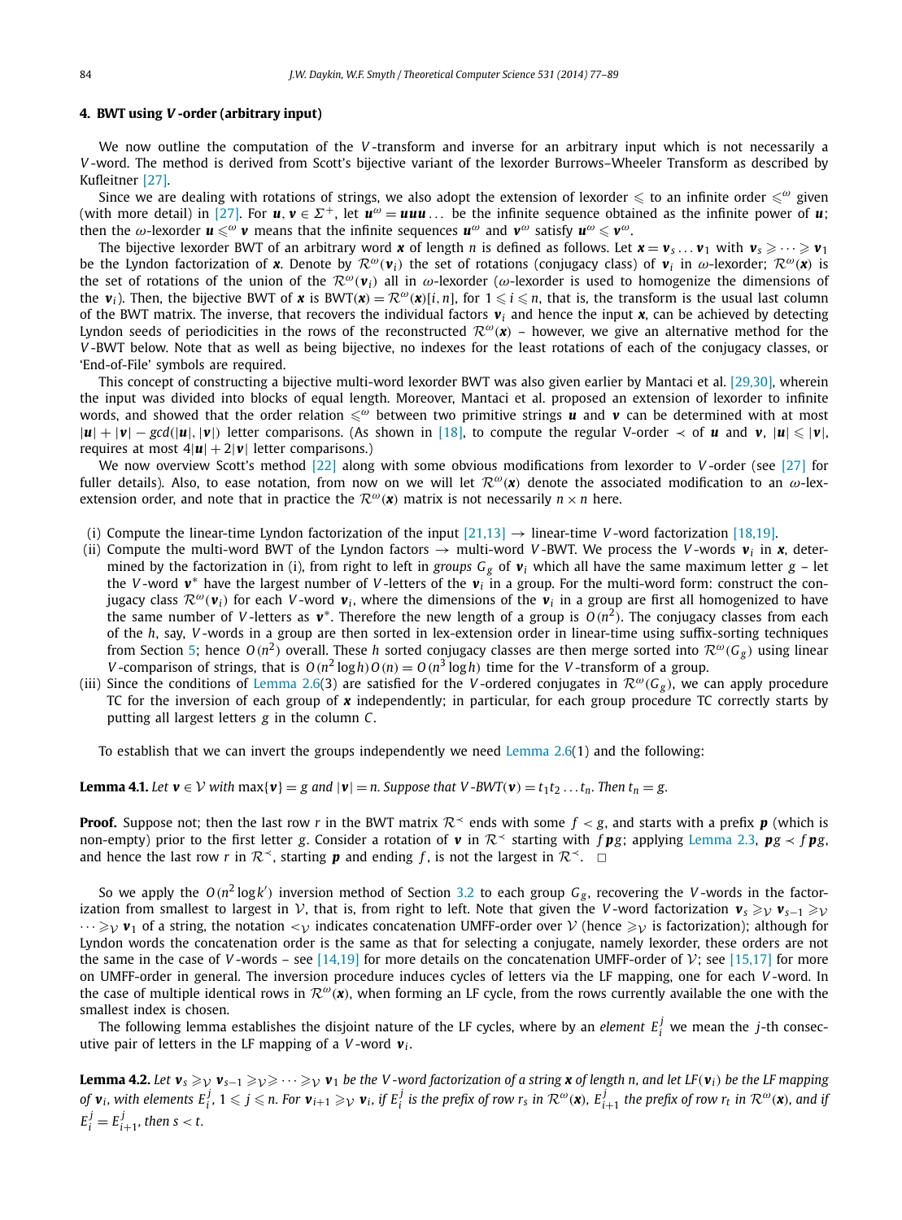## 4. BWT using $V$-order (arbitrary input)

We now outline the computation of the $V$-transform and inverse for an arbitrary input which is not necessarily a $V$-word. The method is derived from Scott's bijective variant of the lexorder Burrows–Wheeler Transform as described by Kufleitner [27].

Since we are dealing with rotations of strings, we also adopt the extension of lexorder $\leqslant$ to an infinite order $\leqslant^{\omega}$ given (with more detail) in [27]. For $\boldsymbol{u}, \boldsymbol{v} \in \Sigma^{+}$, let $\boldsymbol{u}^{\omega} = \boldsymbol{u}\boldsymbol{u}\boldsymbol{u}\ldots$ be the infinite sequence obtained as the infinite power of $\boldsymbol{u}$; then the $\omega$-lexorder $\boldsymbol{u} \leqslant^{\omega} \boldsymbol{v}$ means that the infinite sequences $\boldsymbol{u}^{\omega}$ and $\boldsymbol{v}^{\omega}$ satisfy $\boldsymbol{u}^{\omega} \leqslant \boldsymbol{v}^{\omega}$.

The bijective lexorder BWT of an arbitrary word $\boldsymbol{x}$ of length $n$ is defined as follows. Let $\boldsymbol{x} = \boldsymbol{v}_s \ldots \boldsymbol{v}_1$ with $\boldsymbol{v}_s \geqslant \cdots \geqslant \boldsymbol{v}_1$ be the Lyndon factorization of $\boldsymbol{x}$. Denote by $\mathcal{R}^{\omega}(\boldsymbol{v}_i)$ the set of rotations (conjugacy class) of $\boldsymbol{v}_i$ in $\omega$-lexorder; $\mathcal{R}^{\omega}(\boldsymbol{x})$ is the set of rotations of the union of the $\mathcal{R}^{\omega}(\boldsymbol{v}_i)$ all in $\omega$-lexorder ($\omega$-lexorder is used to homogenize the dimensions of the $\boldsymbol{v}_i$). Then, the bijective BWT of $\boldsymbol{x}$ is $\mathrm{BWT}(\boldsymbol{x}) = \mathcal{R}^{\omega}(\boldsymbol{x})[i, n]$, for $1 \leqslant i \leqslant n$, that is, the transform is the usual last column of the BWT matrix. The inverse, that recovers the individual factors $\boldsymbol{v}_i$ and hence the input $\boldsymbol{x}$, can be achieved by detecting Lyndon seeds of periodicities in the rows of the reconstructed $\mathcal{R}^{\omega}(\boldsymbol{x})$ – however, we give an alternative method for the $V$-BWT below. Note that as well as being bijective, no indexes for the least rotations of each of the conjugacy classes, or 'End-of-File' symbols are required.

This concept of constructing a bijective multi-word lexorder BWT was also given earlier by Mantaci et al. [29,30], wherein the input was divided into blocks of equal length. Moreover, Mantaci et al. proposed an extension of lexorder to infinite words, and showed that the order relation $\leqslant^{\omega}$ between two primitive strings $\boldsymbol{u}$ and $\boldsymbol{v}$ can be determined with at most $|\boldsymbol{u}| + |\boldsymbol{v}| - gcd(|\boldsymbol{u}|, |\boldsymbol{v}|)$ letter comparisons. (As shown in [18], to compute the regular V-order $\prec$ of $\boldsymbol{u}$ and $\boldsymbol{v}$, $|\boldsymbol{u}| \leqslant |\boldsymbol{v}|$, requires at most $4|\boldsymbol{u}| + 2|\boldsymbol{v}|$ letter comparisons.)

We now overview Scott's method [22] along with some obvious modifications from lexorder to $V$-order (see [27] for fuller details). Also, to ease notation, from now on we will let $\mathcal{R}^{\omega}(\boldsymbol{x})$ denote the associated modification to an $\omega$-lex-extension order, and note that in practice the $\mathcal{R}^{\omega}(\boldsymbol{x})$ matrix is not necessarily $n \times n$ here.

(i) Compute the linear-time Lyndon factorization of the input [21,13] $\rightarrow$ linear-time $V$-word factorization [18,19].

(ii) Compute the multi-word BWT of the Lyndon factors $\rightarrow$ multi-word $V$-BWT. We process the $V$-words $\boldsymbol{v}_i$ in $\boldsymbol{x}$, determined by the factorization in (i), from right to left in *groups* $G_g$ of $\boldsymbol{v}_i$ which all have the same maximum letter $g$ – let the $V$-word $\boldsymbol{v}^*$ have the largest number of $V$-letters of the $\boldsymbol{v}_i$ in a group. For the multi-word form: construct the conjugacy class $\mathcal{R}^{\omega}(\boldsymbol{v}_i)$ for each $V$-word $\boldsymbol{v}_i$, where the dimensions of the $\boldsymbol{v}_i$ in a group are first all homogenized to have the same number of $V$-letters as $\boldsymbol{v}^*$. Therefore the new length of a group is $O(n^2)$. The conjugacy classes from each of the $h$, say, $V$-words in a group are then sorted in lex-extension order in linear-time using suffix-sorting techniques from Section 5; hence $O(n^2)$ overall. These $h$ sorted conjugacy classes are then merge sorted into $\mathcal{R}^{\omega}(G_g)$ using linear $V$-comparison of strings, that is $O(n^2 \log h)O(n) = O(n^3 \log h)$ time for the $V$-transform of a group.

(iii) Since the conditions of Lemma 2.6(3) are satisfied for the $V$-ordered conjugates in $\mathcal{R}^{\omega}(G_g)$, we can apply procedure TC for the inversion of each group of $\boldsymbol{x}$ independently; in particular, for each group procedure TC correctly starts by putting all largest letters $g$ in the column $C$.

To establish that we can invert the groups independently we need Lemma 2.6(1) and the following:

**Lemma 4.1.** *Let $\boldsymbol{v} \in \mathcal{V}$ with $\max\{\boldsymbol{v}\} = g$ and $|\boldsymbol{v}| = n$. Suppose that $V$-$BWT(\boldsymbol{v}) = t_1 t_2 \ldots t_n$. Then $t_n = g$.*

**Proof.** Suppose not; then the last row $r$ in the BWT matrix $\mathcal{R}^{\prec}$ ends with some $f < g$, and starts with a prefix $\boldsymbol{p}$ (which is non-empty) prior to the first letter $g$. Consider a rotation of $\boldsymbol{v}$ in $\mathcal{R}^{\prec}$ starting with $f\boldsymbol{p}g$; applying Lemma 2.3, $\boldsymbol{p}g \prec f\boldsymbol{p}g$, and hence the last row $r$ in $\mathcal{R}^{\prec}$, starting $\boldsymbol{p}$ and ending $f$, is not the largest in $\mathcal{R}^{\prec}$. $\square$

So we apply the $O(n^2 \log k')$ inversion method of Section 3.2 to each group $G_g$, recovering the $V$-words in the factorization from smallest to largest in $\mathcal{V}$, that is, from right to left. Note that given the $V$-word factorization $\boldsymbol{v}_s \geqslant_{\mathcal{V}} \boldsymbol{v}_{s-1} \geqslant_{\mathcal{V}} \cdots \geqslant_{\mathcal{V}} \boldsymbol{v}_1$ of a string, the notation $<_{\mathcal{V}}$ indicates concatenation UMFF-order over $\mathcal{V}$ (hence $\geqslant_{\mathcal{V}}$ is factorization); although for Lyndon words the concatenation order is the same as that for selecting a conjugate, namely lexorder, these orders are not the same in the case of $V$-words – see [14,19] for more details on the concatenation UMFF-order of $\mathcal{V}$; see [15,17] for more on UMFF-order in general. The inversion procedure induces cycles of letters via the LF mapping, one for each $V$-word. In the case of multiple identical rows in $\mathcal{R}^{\omega}(\boldsymbol{x})$, when forming an LF cycle, from the rows currently available the one with the smallest index is chosen.

The following lemma establishes the disjoint nature of the LF cycles, where by an *element* $E_i^j$ we mean the $j$-th consecutive pair of letters in the LF mapping of a $V$-word $\boldsymbol{v}_i$.

**Lemma 4.2.** *Let $\boldsymbol{v}_s \geqslant_{\mathcal{V}} \boldsymbol{v}_{s-1} \geqslant_{\mathcal{V}} \geqslant \cdots \geqslant_{\mathcal{V}} \boldsymbol{v}_1$ be the $V$-word factorization of a string $\boldsymbol{x}$ of length $n$, and let $LF(\boldsymbol{v}_i)$ be the LF mapping of $\boldsymbol{v}_i$, with elements $E_i^j$, $1 \leqslant j \leqslant n$. For $\boldsymbol{v}_{i+1} \geqslant_{\mathcal{V}} \boldsymbol{v}_i$, if $E_i^j$ is the prefix of row $r_s$ in $\mathcal{R}^{\omega}(\boldsymbol{x})$, $E_{i+1}^j$ the prefix of row $r_t$ in $\mathcal{R}^{\omega}(\boldsymbol{x})$, and if $E_i^j = E_{i+1}^j$, then $s < t$.*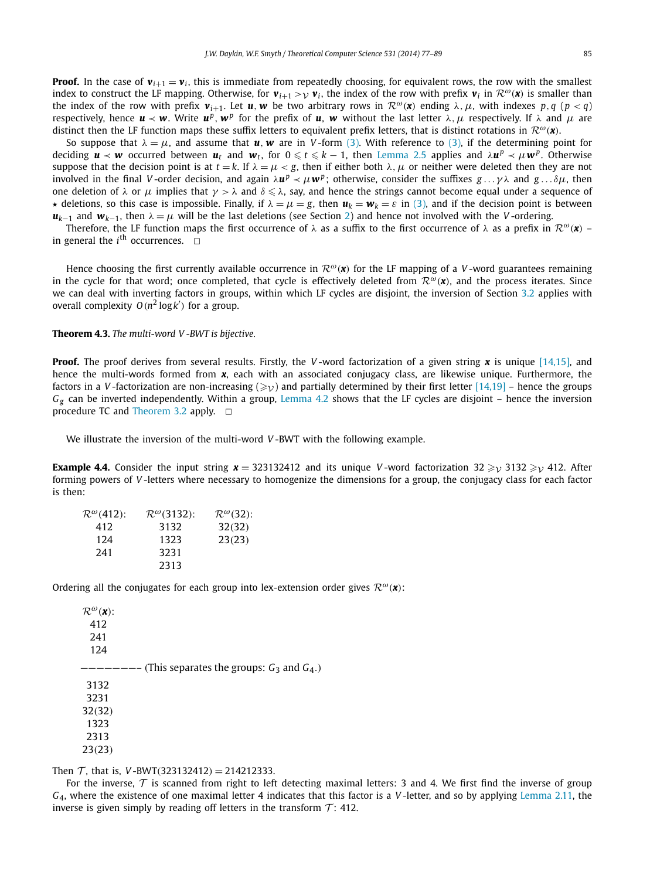**Proof.** In the case of $\boldsymbol{v}_{i+1} = \boldsymbol{v}_i$, this is immediate from repeatedly choosing, for equivalent rows, the row with the smallest index to construct the LF mapping. Otherwise, for $\boldsymbol{v}_{i+1} >_{\mathcal{V}} \boldsymbol{v}_i$, the index of the row with prefix $\boldsymbol{v}_i$ in $\mathcal{R}^{\omega}(\boldsymbol{x})$ is smaller than the index of the row with prefix $\boldsymbol{v}_{i+1}$. Let $\boldsymbol{u}, \boldsymbol{w}$ be two arbitrary rows in $\mathcal{R}^{\omega}(\boldsymbol{x})$ ending $\lambda, \mu$, with indexes $p, q$ $(p < q)$ respectively, hence $\boldsymbol{u} \prec \boldsymbol{w}$. Write $\boldsymbol{u}^p, \boldsymbol{w}^p$ for the prefix of $\boldsymbol{u}$, $\boldsymbol{w}$ without the last letter $\lambda, \mu$ respectively. If $\lambda$ and $\mu$ are distinct then the LF function maps these suffix letters to equivalent prefix letters, that is distinct rotations in $\mathcal{R}^{\omega}(\boldsymbol{x})$.

So suppose that $\lambda = \mu$, and assume that $\boldsymbol{u}, \boldsymbol{w}$ are in $V$-form (3). With reference to (3), if the determining point for deciding $\boldsymbol{u} \prec \boldsymbol{w}$ occurred between $\boldsymbol{u}_t$ and $\boldsymbol{w}_t$, for $0 \leqslant t \leqslant k-1$, then Lemma 2.5 applies and $\lambda \boldsymbol{u}^p \prec \mu \boldsymbol{w}^p$. Otherwise suppose that the decision point is at $t = k$. If $\lambda = \mu < g$, then if either both $\lambda, \mu$ or neither were deleted then they are not involved in the final $V$-order decision, and again $\lambda \boldsymbol{u}^p \prec \mu \boldsymbol{w}^p$; otherwise, consider the suffixes $g \ldots \gamma\lambda$ and $g \ldots \delta\mu$, then one deletion of $\lambda$ or $\mu$ implies that $\gamma > \lambda$ and $\delta \leqslant \lambda$, say, and hence the strings cannot become equal under a sequence of $\star$ deletions, so this case is impossible. Finally, if $\lambda = \mu = g$, then $\boldsymbol{u}_k = \boldsymbol{w}_k = \varepsilon$ in (3), and if the decision point is between $\boldsymbol{u}_{k-1}$ and $\boldsymbol{w}_{k-1}$, then $\lambda = \mu$ will be the last deletions (see Section 2) and hence not involved with the $V$-ordering.

Therefore, the LF function maps the first occurrence of $\lambda$ as a suffix to the first occurrence of $\lambda$ as a prefix in $\mathcal{R}^{\omega}(\boldsymbol{x})$ – in general the $i^{\text{th}}$ occurrences. $\square$

Hence choosing the first currently available occurrence in $\mathcal{R}^{\omega}(\boldsymbol{x})$ for the LF mapping of a $V$-word guarantees remaining in the cycle for that word; once completed, that cycle is effectively deleted from $\mathcal{R}^{\omega}(\boldsymbol{x})$, and the process iterates. Since we can deal with inverting factors in groups, within which LF cycles are disjoint, the inversion of Section 3.2 applies with overall complexity $O(n^2 \log k')$ for a group.

**Theorem 4.3.** *The multi-word $V$-BWT is bijective.*

**Proof.** The proof derives from several results. Firstly, the $V$-word factorization of a given string $\boldsymbol{x}$ is unique [14,15], and hence the multi-words formed from $\boldsymbol{x}$, each with an associated conjugacy class, are likewise unique. Furthermore, the factors in a $V$-factorization are non-increasing ($\geqslant_{\mathcal{V}}$) and partially determined by their first letter [14,19] – hence the groups $G_g$ can be inverted independently. Within a group, Lemma 4.2 shows that the LF cycles are disjoint – hence the inversion procedure TC and Theorem 3.2 apply. $\square$

We illustrate the inversion of the multi-word $V$-BWT with the following example.

**Example 4.4.** Consider the input string $\boldsymbol{x} = 323132412$ and its unique $V$-word factorization $32 \geqslant_{\mathcal{V}} 3132 \geqslant_{\mathcal{V}} 412$. After forming powers of $V$-letters where necessary to homogenize the dimensions for a group, the conjugacy class for each factor is then:

| $\mathcal{R}^{\omega}(412)$: | $\mathcal{R}^{\omega}(3132)$: | $\mathcal{R}^{\omega}(32)$: |
|---|---|---|
| 412 | 3132 | 32(32) |
| 124 | 1323 | 23(23) |
| 241 | 3231 | |
| | 2313 | |

Ordering all the conjugates for each group into lex-extension order gives $\mathcal{R}^{\omega}(\boldsymbol{x})$:

$\mathcal{R}^{\omega}(\boldsymbol{x})$:
412
241
124
———————— (This separates the groups: $G_3$ and $G_4$.)
3132
3231
32(32)
1323
2313
23(23)

Then $\mathcal{T}$, that is, $V$-BWT$(323132412) = 214212333$.

For the inverse, $\mathcal{T}$ is scanned from right to left detecting maximal letters: 3 and 4. We first find the inverse of group $G_4$, where the existence of one maximal letter 4 indicates that this factor is a $V$-letter, and so by applying Lemma 2.11, the inverse is given simply by reading off letters in the transform $\mathcal{T}$: 412.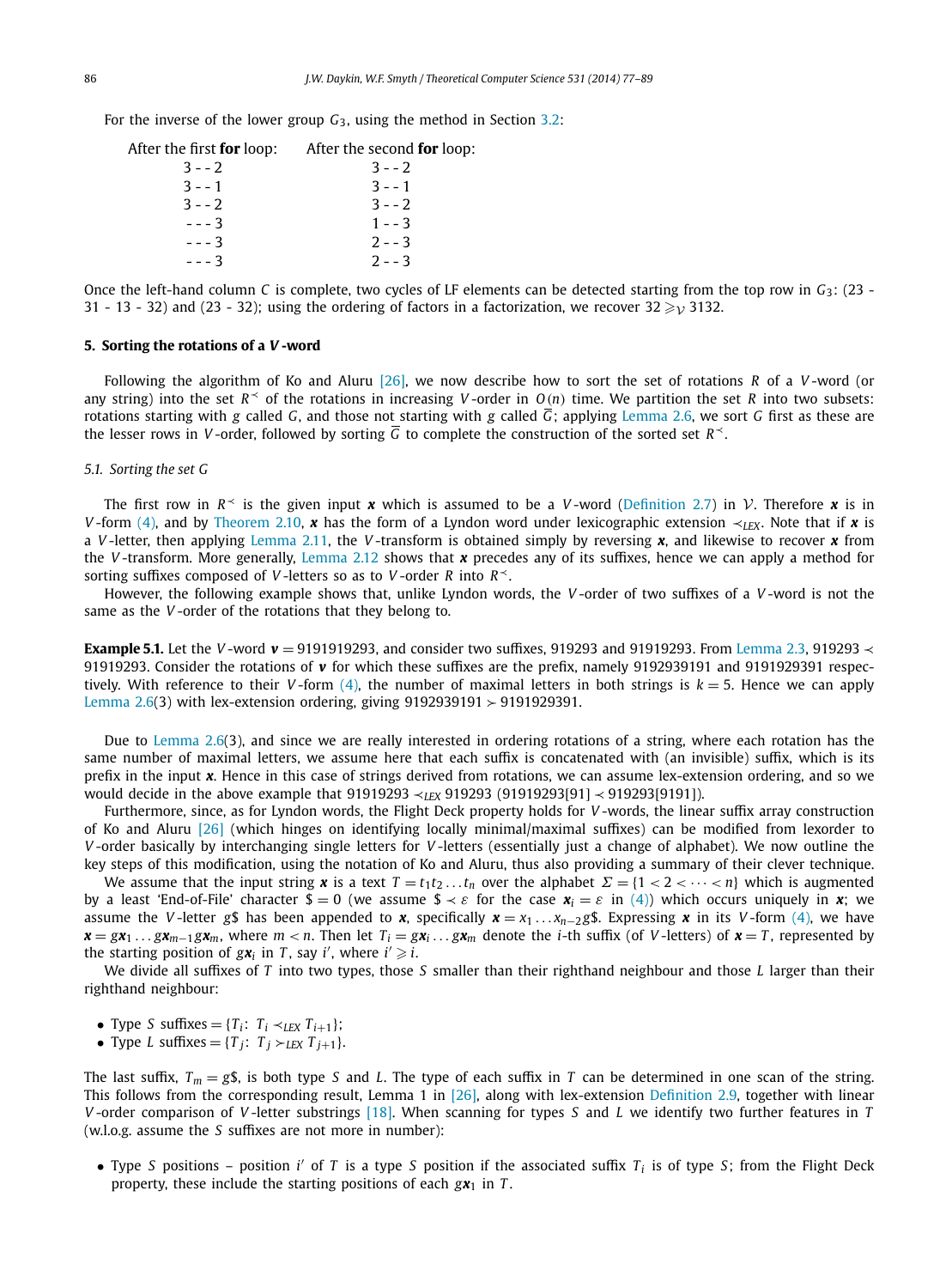For the inverse of the lower group $G_3$, using the method in Section 3.2:

| After the first **for** loop: | After the second **for** loop: |
|---|---|
| 3 - - 2 | 3 - - 2 |
| 3 - - 1 | 3 - - 1 |
| 3 - - 2 | 3 - - 2 |
| - - - 3 | 1 - - 3 |
| - - - 3 | 2 - - 3 |
| - - - 3 | 2 - - 3 |

Once the left-hand column $C$ is complete, two cycles of LF elements can be detected starting from the top row in $G_3$: (23 - 31 - 13 - 32) and (23 - 32); using the ordering of factors in a factorization, we recover $32 \geqslant_{\mathcal{V}} 3132$.

## 5. Sorting the rotations of a $V$-word

Following the algorithm of Ko and Aluru [26], we now describe how to sort the set of rotations $R$ of a $V$-word (or any string) into the set $R^{\prec}$ of the rotations in increasing $V$-order in $O(n)$ time. We partition the set $R$ into two subsets: rotations starting with $g$ called $G$, and those not starting with $g$ called $\overline{G}$; applying Lemma 2.6, we sort $G$ first as these are the lesser rows in $V$-order, followed by sorting $\overline{G}$ to complete the construction of the sorted set $R^{\prec}$.

### 5.1. Sorting the set $G$

The first row in $R^{\prec}$ is the given input $\boldsymbol{x}$ which is assumed to be a $V$-word (Definition 2.7) in $\mathcal{V}$. Therefore $\boldsymbol{x}$ is in $V$-form (4), and by Theorem 2.10, $\boldsymbol{x}$ has the form of a Lyndon word under lexicographic extension $\prec_{LEX}$. Note that if $\boldsymbol{x}$ is a $V$-letter, then applying Lemma 2.11, the $V$-transform is obtained simply by reversing $\boldsymbol{x}$, and likewise to recover $\boldsymbol{x}$ from the $V$-transform. More generally, Lemma 2.12 shows that $\boldsymbol{x}$ precedes any of its suffixes, hence we can apply a method for sorting suffixes composed of $V$-letters so as to $V$-order $R$ into $R^{\prec}$.

However, the following example shows that, unlike Lyndon words, the $V$-order of two suffixes of a $V$-word is not the same as the $V$-order of the rotations that they belong to.

**Example 5.1.** Let the $V$-word $\boldsymbol{v} = 9191919293$, and consider two suffixes, 919293 and 91919293. From Lemma 2.3, $919293 \prec 91919293$. Consider the rotations of $\boldsymbol{v}$ for which these suffixes are the prefix, namely 9192939191 and 9191929391 respectively. With reference to their $V$-form (4), the number of maximal letters in both strings is $k = 5$. Hence we can apply Lemma 2.6(3) with lex-extension ordering, giving $9192939191 \succ 9191929391$.

Due to Lemma 2.6(3), and since we are really interested in ordering rotations of a string, where each rotation has the same number of maximal letters, we assume here that each suffix is concatenated with (an invisible) suffix, which is its prefix in the input $\boldsymbol{x}$. Hence in this case of strings derived from rotations, we can assume lex-extension ordering, and so we would decide in the above example that $91919293 \prec_{LEX} 919293$ $(91919293[91] \prec 919293[9191])$.

Furthermore, since, as for Lyndon words, the Flight Deck property holds for $V$-words, the linear suffix array construction of Ko and Aluru [26] (which hinges on identifying locally minimal/maximal suffixes) can be modified from lexorder to $V$-order basically by interchanging single letters for $V$-letters (essentially just a change of alphabet). We now outline the key steps of this modification, using the notation of Ko and Aluru, thus also providing a summary of their clever technique.

We assume that the input string $\boldsymbol{x}$ is a text $T = t_1t_2\ldots t_n$ over the alphabet $\Sigma = \{1 < 2 < \cdots < n\}$ which is augmented by a least 'End-of-File' character $\$ = 0$ (we assume $\$ \prec \varepsilon$ for the case $\boldsymbol{x}_i = \varepsilon$ in (4)) which occurs uniquely in $\boldsymbol{x}$; we assume the $V$-letter $g\$$ has been appended to $\boldsymbol{x}$, specifically $\boldsymbol{x} = x_1\ldots x_{n-2}g\$$. Expressing $\boldsymbol{x}$ in its $V$-form (4), we have $\boldsymbol{x} = g\boldsymbol{x}_1\ldots g\boldsymbol{x}_{m-1}g\boldsymbol{x}_m$, where $m < n$. Then let $T_i = g\boldsymbol{x}_i\ldots g\boldsymbol{x}_m$ denote the $i$-th suffix (of $V$-letters) of $\boldsymbol{x} = T$, represented by the starting position of $g\boldsymbol{x}_i$ in $T$, say $i'$, where $i' \geqslant i$.

We divide all suffixes of $T$ into two types, those $S$ smaller than their righthand neighbour and those $L$ larger than their righthand neighbour:

- Type $S$ suffixes $= \{T_i\colon\ T_i \prec_{LEX} T_{i+1}\}$;
- Type $L$ suffixes $= \{T_j\colon\ T_j \succ_{LEX} T_{j+1}\}$.

The last suffix, $T_m = g\$$, is both type $S$ and $L$. The type of each suffix in $T$ can be determined in one scan of the string. This follows from the corresponding result, Lemma 1 in [26], along with lex-extension Definition 2.9, together with linear $V$-order comparison of $V$-letter substrings [18]. When scanning for types $S$ and $L$ we identify two further features in $T$ (w.l.o.g. assume the $S$ suffixes are not more in number):

- Type $S$ positions – position $i'$ of $T$ is a type $S$ position if the associated suffix $T_i$ is of type $S$; from the Flight Deck property, these include the starting positions of each $g\boldsymbol{x}_1$ in $T$.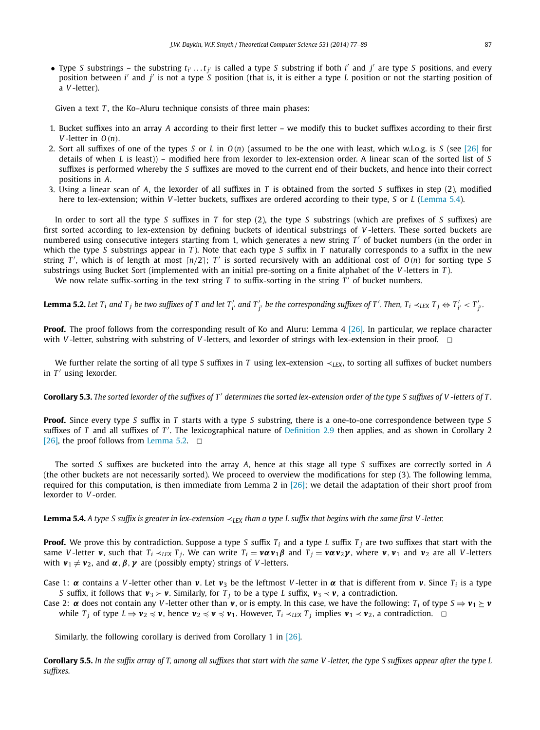- Type $S$ substrings – the substring $t_{i'} \dots t_{j'}$ is called a type $S$ substring if both $i'$ and $j'$ are type $S$ positions, and every position between $i'$ and $j'$ is not a type $S$ position (that is, it is either a type $L$ position or not the starting position of a $V$-letter).

Given a text $T$, the Ko–Aluru technique consists of three main phases:

1. Bucket suffixes into an array $A$ according to their first letter – we modify this to bucket suffixes according to their first $V$-letter in $O(n)$.
2. Sort all suffixes of one of the types $S$ or $L$ in $O(n)$ (assumed to be the one with least, which w.l.o.g. is $S$ (see [26] for details of when $L$ is least)) – modified here from lexorder to lex-extension order. A linear scan of the sorted list of $S$ suffixes is performed whereby the $S$ suffixes are moved to the current end of their buckets, and hence into their correct positions in $A$.
3. Using a linear scan of $A$, the lexorder of all suffixes in $T$ is obtained from the sorted $S$ suffixes in step (2), modified here to lex-extension; within $V$-letter buckets, suffixes are ordered according to their type, $S$ or $L$ (Lemma 5.4).

In order to sort all the type $S$ suffixes in $T$ for step (2), the type $S$ substrings (which are prefixes of $S$ suffixes) are first sorted according to lex-extension by defining buckets of identical substrings of $V$-letters. These sorted buckets are numbered using consecutive integers starting from 1, which generates a new string $T'$ of bucket numbers (in the order in which the type $S$ substrings appear in $T$). Note that each type $S$ suffix in $T$ naturally corresponds to a suffix in the new string $T'$, which is of length at most $\lceil n/2 \rceil$; $T'$ is sorted recursively with an additional cost of $O(n)$ for sorting type $S$ substrings using Bucket Sort (implemented with an initial pre-sorting on a finite alphabet of the $V$-letters in $T$).

We now relate suffix-sorting in the text string $T$ to suffix-sorting in the string $T'$ of bucket numbers.

**Lemma 5.2.** *Let $T_i$ and $T_j$ be two suffixes of $T$ and let $T'_{i'}$ and $T'_{j'}$ be the corresponding suffixes of $T'$. Then, $T_i \prec_{LEX} T_j \Leftrightarrow T'_{i'} < T'_{j'}$.*

**Proof.** The proof follows from the corresponding result of Ko and Aluru: Lemma 4 [26]. In particular, we replace character with $V$-letter, substring with substring of $V$-letters, and lexorder of strings with lex-extension in their proof. □

We further relate the sorting of all type S suffixes in $T$ using lex-extension $\prec_{LEX}$, to sorting all suffixes of bucket numbers in $T'$ using lexorder.

**Corollary 5.3.** *The sorted lexorder of the suffixes of $T'$ determines the sorted lex-extension order of the type $S$ suffixes of $V$-letters of $T$.*

**Proof.** Since every type $S$ suffix in $T$ starts with a type $S$ substring, there is a one-to-one correspondence between type $S$ suffixes of $T$ and all suffixes of $T'$. The lexicographical nature of Definition 2.9 then applies, and as shown in Corollary 2 [26], the proof follows from Lemma 5.2. □

The sorted $S$ suffixes are bucketed into the array $A$, hence at this stage all type $S$ suffixes are correctly sorted in $A$ (the other buckets are not necessarily sorted). We proceed to overview the modifications for step (3). The following lemma, required for this computation, is then immediate from Lemma 2 in [26]; we detail the adaptation of their short proof from lexorder to $V$-order.

**Lemma 5.4.** *A type $S$ suffix is greater in lex-extension $\prec_{LEX}$ than a type $L$ suffix that begins with the same first $V$-letter.*

**Proof.** We prove this by contradiction. Suppose a type $S$ suffix $T_i$ and a type $L$ suffix $T_j$ are two suffixes that start with the same $V$-letter $\boldsymbol{v}$, such that $T_i \prec_{LEX} T_j$. We can write $T_i = \boldsymbol{v}\boldsymbol{\alpha}\boldsymbol{v}_1\boldsymbol{\beta}$ and $T_j = \boldsymbol{v}\boldsymbol{\alpha}\boldsymbol{v}_2\boldsymbol{\gamma}$, where $\boldsymbol{v}$, $\boldsymbol{v}_1$ and $\boldsymbol{v}_2$ are all $V$-letters with $\boldsymbol{v}_1 \neq \boldsymbol{v}_2$, and $\boldsymbol{\alpha}, \boldsymbol{\beta}, \boldsymbol{\gamma}$ are (possibly empty) strings of $V$-letters.

Case 1: $\boldsymbol{\alpha}$ contains a $V$-letter other than $\boldsymbol{v}$. Let $\boldsymbol{v}_3$ be the leftmost $V$-letter in $\boldsymbol{\alpha}$ that is different from $\boldsymbol{v}$. Since $T_i$ is a type $S$ suffix, it follows that $\boldsymbol{v}_3 \succ \boldsymbol{v}$. Similarly, for $T_j$ to be a type $L$ suffix, $\boldsymbol{v}_3 \prec \boldsymbol{v}$, a contradiction.

Case 2: $\boldsymbol{\alpha}$ does not contain any $V$-letter other than $\boldsymbol{v}$, or is empty. In this case, we have the following: $T_i$ of type $S \Rightarrow \boldsymbol{v}_1 \succeq \boldsymbol{v}$ while $T_j$ of type $L \Rightarrow \boldsymbol{v}_2 \preccurlyeq \boldsymbol{v}$, hence $\boldsymbol{v}_2 \preccurlyeq \boldsymbol{v} \preccurlyeq \boldsymbol{v}_1$. However, $T_i \prec_{LEX} T_j$ implies $\boldsymbol{v}_1 \prec \boldsymbol{v}_2$, a contradiction. □

Similarly, the following corollary is derived from Corollary 1 in [26].

**Corollary 5.5.** *In the suffix array of T, among all suffixes that start with the same $V$-letter, the type $S$ suffixes appear after the type $L$ suffixes.*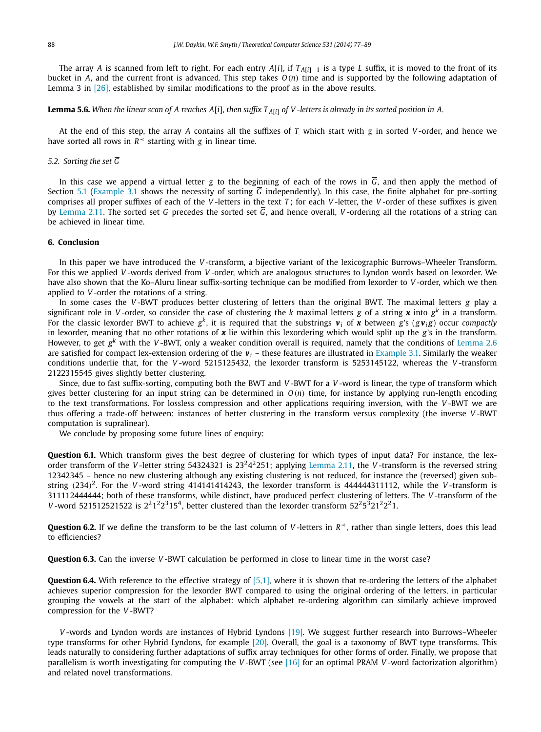The array $A$ is scanned from left to right. For each entry $A[i]$, if $T_{A[i]-1}$ is a type $L$ suffix, it is moved to the front of its bucket in $A$, and the current front is advanced. This step takes $O(n)$ time and is supported by the following adaptation of Lemma 3 in [26], established by similar modifications to the proof as in the above results.

**Lemma 5.6.** *When the linear scan of $A$ reaches $A[i]$, then suffix $T_{A[i]}$ of $V$-letters is already in its sorted position in $A$.*

At the end of this step, the array $A$ contains all the suffixes of $T$ which start with $g$ in sorted $V$-order, and hence we have sorted all rows in $R^{\prec}$ starting with $g$ in linear time.

### 5.2. Sorting the set $\overline{G}$

In this case we append a virtual letter $g$ to the beginning of each of the rows in $\overline{G}$, and then apply the method of Section 5.1 (Example 3.1 shows the necessity of sorting $\overline{G}$ independently). In this case, the finite alphabet for pre-sorting comprises all proper suffixes of each of the $V$-letters in the text $T$; for each $V$-letter, the $V$-order of these suffixes is given by Lemma 2.11. The sorted set $G$ precedes the sorted set $\overline{G}$, and hence overall, $V$-ordering all the rotations of a string can be achieved in linear time.

## 6. Conclusion

In this paper we have introduced the $V$-transform, a bijective variant of the lexicographic Burrows–Wheeler Transform. For this we applied $V$-words derived from $V$-order, which are analogous structures to Lyndon words based on lexorder. We have also shown that the Ko–Aluru linear suffix-sorting technique can be modified from lexorder to $V$-order, which we then applied to $V$-order the rotations of a string.

In some cases the $V$-BWT produces better clustering of letters than the original BWT. The maximal letters $g$ play a significant role in $V$-order, so consider the case of clustering the $k$ maximal letters $g$ of a string $\boldsymbol{x}$ into $g^k$ in a transform. For the classic lexorder BWT to achieve $g^k$, it is required that the substrings $\boldsymbol{v}_i$ of $\boldsymbol{x}$ between $g$'s ($g\boldsymbol{v}_i g$) occur *compactly* in lexorder, meaning that no other rotations of $\boldsymbol{x}$ lie within this lexordering which would split up the $g$'s in the transform. However, to get $g^k$ with the $V$-BWT, only a weaker condition overall is required, namely that the conditions of Lemma 2.6 are satisfied for compact lex-extension ordering of the $\boldsymbol{v}_i$ – these features are illustrated in Example 3.1. Similarly the weaker conditions underlie that, for the $V$-word 5215125432, the lexorder transform is 5253145122, whereas the $V$-transform 2122315545 gives slightly better clustering.

Since, due to fast suffix-sorting, computing both the BWT and $V$-BWT for a $V$-word is linear, the type of transform which gives better clustering for an input string can be determined in $O(n)$ time, for instance by applying run-length encoding to the text transformations. For lossless compression and other applications requiring inversion, with the $V$-BWT we are thus offering a trade-off between: instances of better clustering in the transform versus complexity (the inverse $V$-BWT computation is supralinear).

We conclude by proposing some future lines of enquiry:

**Question 6.1.** Which transform gives the best degree of clustering for which types of input data? For instance, the lexorder transform of the $V$-letter string 54324321 is $23^24^2251$; applying Lemma 2.11, the $V$-transform is the reversed string 12342345 – hence no new clustering although any existing clustering is not reduced, for instance the (reversed) given substring $(234)^2$. For the $V$-word string 414141414243, the lexorder transform is 444444311112, while the $V$-transform is 311112444444; both of these transforms, while distinct, have produced perfect clustering of letters. The $V$-transform of the $V$-word 521512521522 is $2^21^22^315^4$, better clustered than the lexorder transform $52^25^321^22^21$.

**Question 6.2.** If we define the transform to be the last column of $V$-letters in $R^{\prec}$, rather than single letters, does this lead to efficiencies?

**Question 6.3.** Can the inverse $V$-BWT calculation be performed in close to linear time in the worst case?

**Question 6.4.** With reference to the effective strategy of [5,1], where it is shown that re-ordering the letters of the alphabet achieves superior compression for the lexorder BWT compared to using the original ordering of the letters, in particular grouping the vowels at the start of the alphabet: which alphabet re-ordering algorithm can similarly achieve improved compression for the $V$-BWT?

$V$-words and Lyndon words are instances of Hybrid Lyndons [19]. We suggest further research into Burrows–Wheeler type transforms for other Hybrid Lyndons, for example [20]. Overall, the goal is a taxonomy of BWT type transforms. This leads naturally to considering further adaptations of suffix array techniques for other forms of order. Finally, we propose that parallelism is worth investigating for computing the $V$-BWT (see [16] for an optimal PRAM $V$-word factorization algorithm) and related novel transformations.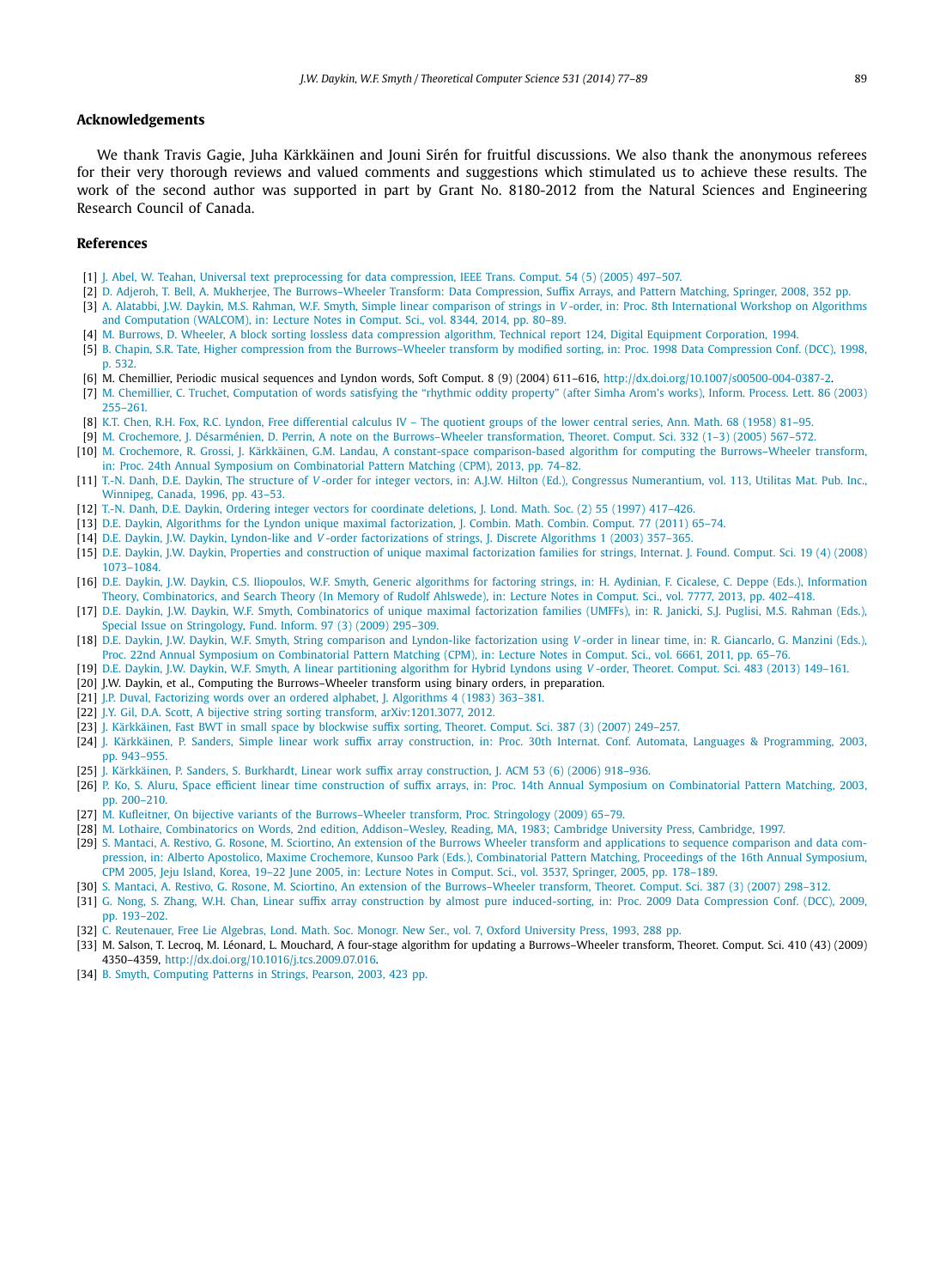## Acknowledgements

We thank Travis Gagie, Juha Kärkkäinen and Jouni Sirén for fruitful discussions. We also thank the anonymous referees for their very thorough reviews and valued comments and suggestions which stimulated us to achieve these results. The work of the second author was supported in part by Grant No. 8180-2012 from the Natural Sciences and Engineering Research Council of Canada.

## References

[1] J. Abel, W. Teahan, Universal text preprocessing for data compression, IEEE Trans. Comput. 54 (5) (2005) 497–507.

[2] D. Adjeroh, T. Bell, A. Mukherjee, The Burrows–Wheeler Transform: Data Compression, Suffix Arrays, and Pattern Matching, Springer, 2008, 352 pp.

[3] A. Alatabbi, J.W. Daykin, M.S. Rahman, W.F. Smyth, Simple linear comparison of strings in *V*-order, in: Proc. 8th International Workshop on Algorithms and Computation (WALCOM), in: Lecture Notes in Comput. Sci., vol. 8344, 2014, pp. 80–89.

[4] M. Burrows, D. Wheeler, A block sorting lossless data compression algorithm, Technical report 124, Digital Equipment Corporation, 1994.

[5] B. Chapin, S.R. Tate, Higher compression from the Burrows–Wheeler transform by modified sorting, in: Proc. 1998 Data Compression Conf. (DCC), 1998, p. 532.

[6] M. Chemillier, Periodic musical sequences and Lyndon words, Soft Comput. 8 (9) (2004) 611–616, http://dx.doi.org/10.1007/s00500-004-0387-2.

[7] M. Chemillier, C. Truchet, Computation of words satisfying the "rhythmic oddity property" (after Simha Arom's works), Inform. Process. Lett. 86 (2003) 255–261.

[8] K.T. Chen, R.H. Fox, R.C. Lyndon, Free differential calculus IV – The quotient groups of the lower central series, Ann. Math. 68 (1958) 81–95.

[9] M. Crochemore, J. Désarménien, D. Perrin, A note on the Burrows–Wheeler transformation, Theoret. Comput. Sci. 332 (1–3) (2005) 567–572.

[10] M. Crochemore, R. Grossi, J. Kärkkäinen, G.M. Landau, A constant-space comparison-based algorithm for computing the Burrows–Wheeler transform, in: Proc. 24th Annual Symposium on Combinatorial Pattern Matching (CPM), 2013, pp. 74–82.

[11] T.-N. Danh, D.E. Daykin, The structure of *V*-order for integer vectors, in: A.J.W. Hilton (Ed.), Congressus Numerantium, vol. 113, Utilitas Mat. Pub. Inc., Winnipeg, Canada, 1996, pp. 43–53.

[12] T.-N. Danh, D.E. Daykin, Ordering integer vectors for coordinate deletions, J. Lond. Math. Soc. (2) 55 (1997) 417–426.

[13] D.E. Daykin, Algorithms for the Lyndon unique maximal factorization, J. Combin. Math. Combin. Comput. 77 (2011) 65–74.

[14] D.E. Daykin, J.W. Daykin, Lyndon-like and *V*-order factorizations of strings, J. Discrete Algorithms 1 (2003) 357–365.

[15] D.E. Daykin, J.W. Daykin, Properties and construction of unique maximal factorization families for strings, Internat. J. Found. Comput. Sci. 19 (4) (2008) 1073–1084.

[16] D.E. Daykin, J.W. Daykin, C.S. Iliopoulos, W.F. Smyth, Generic algorithms for factoring strings, in: H. Aydinian, F. Cicalese, C. Deppe (Eds.), Information Theory, Combinatorics, and Search Theory (In Memory of Rudolf Ahlswede), in: Lecture Notes in Comput. Sci., vol. 7777, 2013, pp. 402–418.

[17] D.E. Daykin, J.W. Daykin, W.F. Smyth, Combinatorics of unique maximal factorization families (UMFFs), in: R. Janicki, S.J. Puglisi, M.S. Rahman (Eds.), Special Issue on Stringology, Fund. Inform. 97 (3) (2009) 295–309.

[18] D.E. Daykin, J.W. Daykin, W.F. Smyth, String comparison and Lyndon-like factorization using *V*-order in linear time, in: R. Giancarlo, G. Manzini (Eds.), Proc. 22nd Annual Symposium on Combinatorial Pattern Matching (CPM), in: Lecture Notes in Comput. Sci., vol. 6661, 2011, pp. 65–76.

[19] D.E. Daykin, J.W. Daykin, W.F. Smyth, A linear partitioning algorithm for Hybrid Lyndons using *V*-order, Theoret. Comput. Sci. 483 (2013) 149–161.

[20] J.W. Daykin, et al., Computing the Burrows–Wheeler transform using binary orders, in preparation.

[21] J.P. Duval, Factorizing words over an ordered alphabet, J. Algorithms 4 (1983) 363–381.

[22] J.Y. Gil, D.A. Scott, A bijective string sorting transform, arXiv:1201.3077, 2012.

[23] J. Kärkkäinen, Fast BWT in small space by blockwise suffix sorting, Theoret. Comput. Sci. 387 (3) (2007) 249–257.

[24] J. Kärkkäinen, P. Sanders, Simple linear work suffix array construction, in: Proc. 30th Internat. Conf. Automata, Languages & Programming, 2003, pp. 943–955.

[25] J. Kärkkäinen, P. Sanders, S. Burkhardt, Linear work suffix array construction, J. ACM 53 (6) (2006) 918–936.

[26] P. Ko, S. Aluru, Space efficient linear time construction of suffix arrays, in: Proc. 14th Annual Symposium on Combinatorial Pattern Matching, 2003, pp. 200–210.

[27] M. Kufleitner, On bijective variants of the Burrows–Wheeler transform, Proc. Stringology (2009) 65–79.

[28] M. Lothaire, Combinatorics on Words, 2nd edition, Addison–Wesley, Reading, MA, 1983; Cambridge University Press, Cambridge, 1997.

[29] S. Mantaci, A. Restivo, G. Rosone, M. Sciortino, An extension of the Burrows Wheeler transform and applications to sequence comparison and data compression, in: Alberto Apostolico, Maxime Crochemore, Kunsoo Park (Eds.), Combinatorial Pattern Matching, Proceedings of the 16th Annual Symposium, CPM 2005, Jeju Island, Korea, 19–22 June 2005, in: Lecture Notes in Comput. Sci., vol. 3537, Springer, 2005, pp. 178–189.

[30] S. Mantaci, A. Restivo, G. Rosone, M. Sciortino, An extension of the Burrows–Wheeler transform, Theoret. Comput. Sci. 387 (3) (2007) 298–312.

[31] G. Nong, S. Zhang, W.H. Chan, Linear suffix array construction by almost pure induced-sorting, in: Proc. 2009 Data Compression Conf. (DCC), 2009, pp. 193–202.

[32] C. Reutenauer, Free Lie Algebras, Lond. Math. Soc. Monogr. New Ser., vol. 7, Oxford University Press, 1993, 288 pp.

[33] M. Salson, T. Lecroq, M. Léonard, L. Mouchard, A four-stage algorithm for updating a Burrows–Wheeler transform, Theoret. Comput. Sci. 410 (43) (2009) 4350–4359, http://dx.doi.org/10.1016/j.tcs.2009.07.016.

[34] B. Smyth, Computing Patterns in Strings, Pearson, 2003, 423 pp.